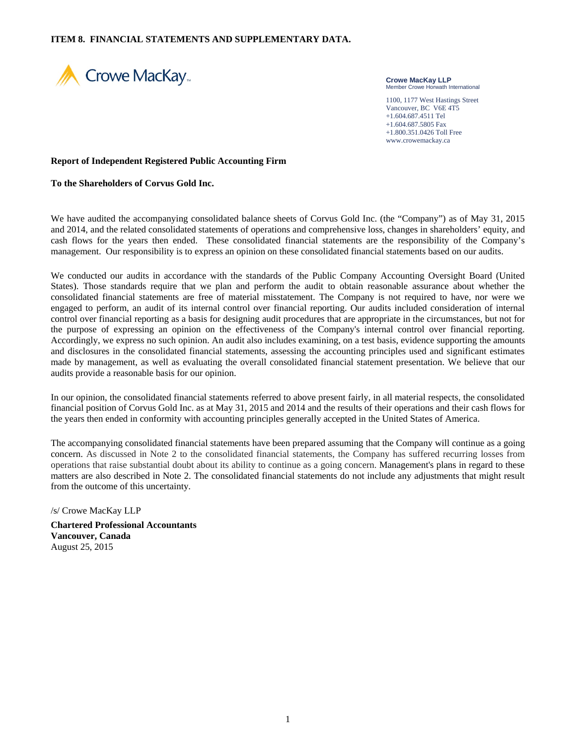**ITEM 8. FINANCIAL STATEMENTS AND SUPPLEMENTARY DATA.**

Crowe MacKay

**Crowe MacKay LLP**
Member Crowe Horwath International

1100, 1177 West Hastings Street
Vancouver, BC V6E 4T5
+1.604.687.4511 Tel
+1.604.687.5805 Fax
+1.800.351.0426 Toll Free
www.crowemackay.ca

**Report of Independent Registered Public Accounting Firm**

**To the Shareholders of Corvus Gold Inc.**

We have audited the accompanying consolidated balance sheets of Corvus Gold Inc. (the "Company") as of May 31, 2015 and 2014, and the related consolidated statements of operations and comprehensive loss, changes in shareholders' equity, and cash flows for the years then ended. These consolidated financial statements are the responsibility of the Company's management. Our responsibility is to express an opinion on these consolidated financial statements based on our audits.

We conducted our audits in accordance with the standards of the Public Company Accounting Oversight Board (United States). Those standards require that we plan and perform the audit to obtain reasonable assurance about whether the consolidated financial statements are free of material misstatement. The Company is not required to have, nor were we engaged to perform, an audit of its internal control over financial reporting. Our audits included consideration of internal control over financial reporting as a basis for designing audit procedures that are appropriate in the circumstances, but not for the purpose of expressing an opinion on the effectiveness of the Company's internal control over financial reporting. Accordingly, we express no such opinion. An audit also includes examining, on a test basis, evidence supporting the amounts and disclosures in the consolidated financial statements, assessing the accounting principles used and significant estimates made by management, as well as evaluating the overall consolidated financial statement presentation. We believe that our audits provide a reasonable basis for our opinion.

In our opinion, the consolidated financial statements referred to above present fairly, in all material respects, the consolidated financial position of Corvus Gold Inc. as at May 31, 2015 and 2014 and the results of their operations and their cash flows for the years then ended in conformity with accounting principles generally accepted in the United States of America.

The accompanying consolidated financial statements have been prepared assuming that the Company will continue as a going concern. As discussed in Note 2 to the consolidated financial statements, the Company has suffered recurring losses from operations that raise substantial doubt about its ability to continue as a going concern. Management's plans in regard to these matters are also described in Note 2. The consolidated financial statements do not include any adjustments that might result from the outcome of this uncertainty.

/s/ Crowe MacKay LLP

**Chartered Professional Accountants**
**Vancouver, Canada**
August 25, 2015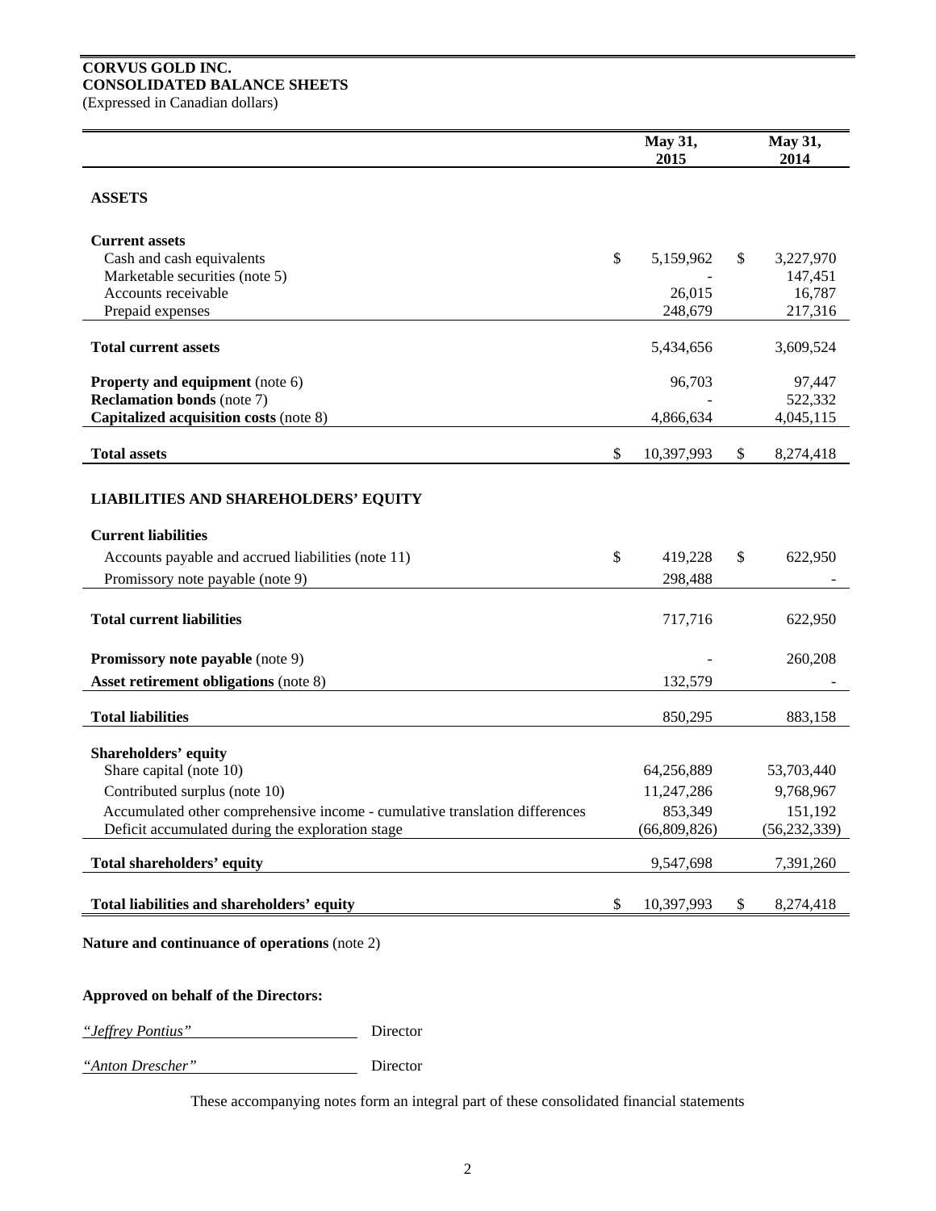**CORVUS GOLD INC.**
**CONSOLIDATED BALANCE SHEETS**
(Expressed in Canadian dollars)

| | May 31, 2015 | May 31, 2014 |
|---|---|---|
| **ASSETS** | | |
| **Current assets** | | |
| Cash and cash equivalents | $ 5,159,962 | $ 3,227,970 |
| Marketable securities (note 5) | - | 147,451 |
| Accounts receivable | 26,015 | 16,787 |
| Prepaid expenses | 248,679 | 217,316 |
| **Total current assets** | 5,434,656 | 3,609,524 |
| **Property and equipment** (note 6) | 96,703 | 97,447 |
| **Reclamation bonds** (note 7) | - | 522,332 |
| **Capitalized acquisition costs** (note 8) | 4,866,634 | 4,045,115 |
| **Total assets** | $ 10,397,993 | $ 8,274,418 |
| **LIABILITIES AND SHAREHOLDERS' EQUITY** | | |
| **Current liabilities** | | |
| Accounts payable and accrued liabilities (note 11) | $ 419,228 | $ 622,950 |
| Promissory note payable (note 9) | 298,488 | - |
| **Total current liabilities** | 717,716 | 622,950 |
| **Promissory note payable** (note 9) | - | 260,208 |
| **Asset retirement obligations** (note 8) | 132,579 | - |
| **Total liabilities** | 850,295 | 883,158 |
| **Shareholders' equity** | | |
| Share capital (note 10) | 64,256,889 | 53,703,440 |
| Contributed surplus (note 10) | 11,247,286 | 9,768,967 |
| Accumulated other comprehensive income - cumulative translation differences | 853,349 | 151,192 |
| Deficit accumulated during the exploration stage | (66,809,826) | (56,232,339) |
| **Total shareholders' equity** | 9,547,698 | 7,391,260 |
| **Total liabilities and shareholders' equity** | $ 10,397,993 | $ 8,274,418 |

**Nature and continuance of operations** (note 2)

**Approved on behalf of the Directors:**

*"Jeffrey Pontius"* Director

*"Anton Drescher"* Director

These accompanying notes form an integral part of these consolidated financial statements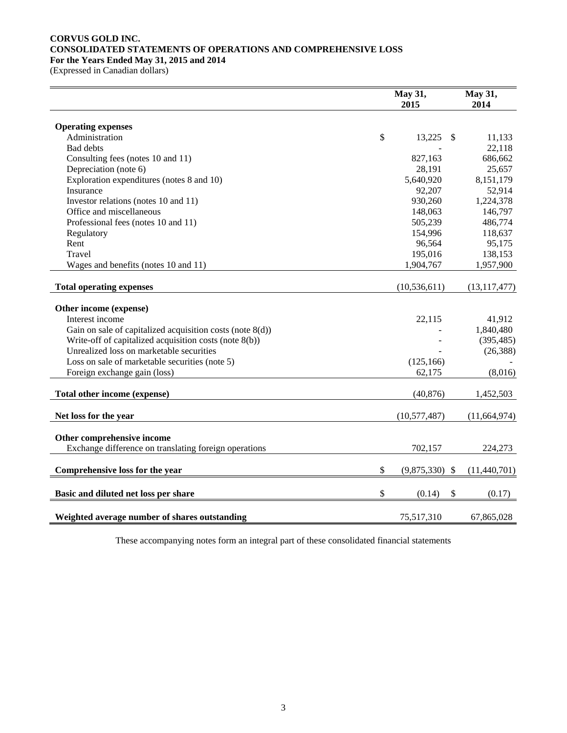**CORVUS GOLD INC.**
**CONSOLIDATED STATEMENTS OF OPERATIONS AND COMPREHENSIVE LOSS**
**For the Years Ended May 31, 2015 and 2014**
(Expressed in Canadian dollars)

| | May 31, 2015 | May 31, 2014 |
|---|---|---|
| **Operating expenses** | | |
| Administration | $ 13,225 | $ 11,133 |
| Bad debts | - | 22,118 |
| Consulting fees (notes 10 and 11) | 827,163 | 686,662 |
| Depreciation (note 6) | 28,191 | 25,657 |
| Exploration expenditures (notes 8 and 10) | 5,640,920 | 8,151,179 |
| Insurance | 92,207 | 52,914 |
| Investor relations (notes 10 and 11) | 930,260 | 1,224,378 |
| Office and miscellaneous | 148,063 | 146,797 |
| Professional fees (notes 10 and 11) | 505,239 | 486,774 |
| Regulatory | 154,996 | 118,637 |
| Rent | 96,564 | 95,175 |
| Travel | 195,016 | 138,153 |
| Wages and benefits (notes 10 and 11) | 1,904,767 | 1,957,900 |
| **Total operating expenses** | (10,536,611) | (13,117,477) |
| **Other income (expense)** | | |
| Interest income | 22,115 | 41,912 |
| Gain on sale of capitalized acquisition costs (note 8(d)) | - | 1,840,480 |
| Write-off of capitalized acquisition costs (note 8(b)) | - | (395,485) |
| Unrealized loss on marketable securities | - | (26,388) |
| Loss on sale of marketable securities (note 5) | (125,166) | - |
| Foreign exchange gain (loss) | 62,175 | (8,016) |
| **Total other income (expense)** | (40,876) | 1,452,503 |
| **Net loss for the year** | (10,577,487) | (11,664,974) |
| **Other comprehensive income** | | |
| Exchange difference on translating foreign operations | 702,157 | 224,273 |
| **Comprehensive loss for the year** | $ (9,875,330) | $ (11,440,701) |
| **Basic and diluted net loss per share** | $ (0.14) | $ (0.17) |
| **Weighted average number of shares outstanding** | 75,517,310 | 67,865,028 |

These accompanying notes form an integral part of these consolidated financial statements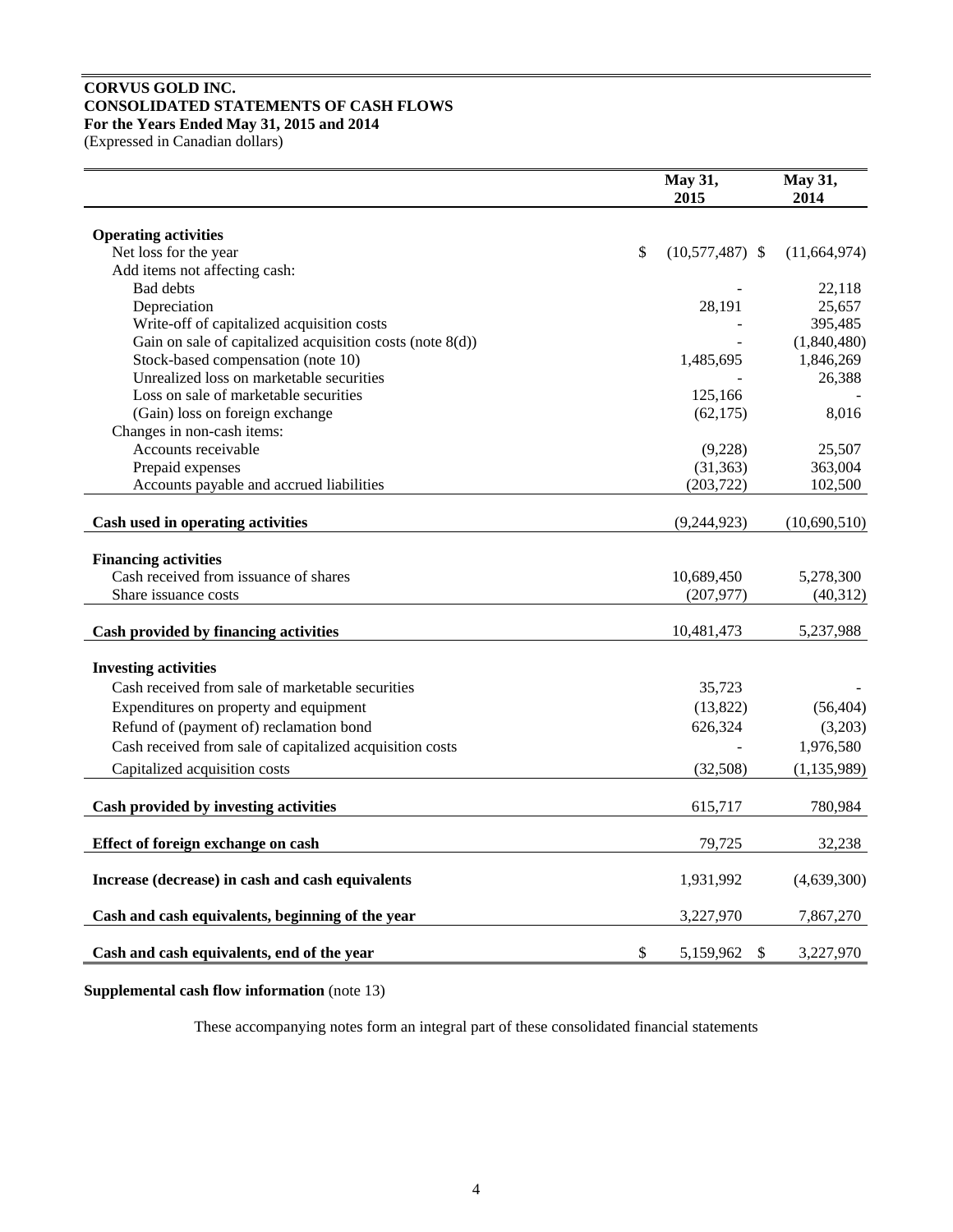**CORVUS GOLD INC.**
**CONSOLIDATED STATEMENTS OF CASH FLOWS**
**For the Years Ended May 31, 2015 and 2014**
(Expressed in Canadian dollars)

| | May 31, 2015 | May 31, 2014 |
|---|---|---|
| **Operating activities** | | |
| Net loss for the year | $ (10,577,487) | $ (11,664,974) |
| Add items not affecting cash: | | |
| Bad debts | - | 22,118 |
| Depreciation | 28,191 | 25,657 |
| Write-off of capitalized acquisition costs | - | 395,485 |
| Gain on sale of capitalized acquisition costs (note 8(d)) | - | (1,840,480) |
| Stock-based compensation (note 10) | 1,485,695 | 1,846,269 |
| Unrealized loss on marketable securities | - | 26,388 |
| Loss on sale of marketable securities | 125,166 | - |
| (Gain) loss on foreign exchange | (62,175) | 8,016 |
| Changes in non-cash items: | | |
| Accounts receivable | (9,228) | 25,507 |
| Prepaid expenses | (31,363) | 363,004 |
| Accounts payable and accrued liabilities | (203,722) | 102,500 |
| **Cash used in operating activities** | (9,244,923) | (10,690,510) |
| **Financing activities** | | |
| Cash received from issuance of shares | 10,689,450 | 5,278,300 |
| Share issuance costs | (207,977) | (40,312) |
| **Cash provided by financing activities** | 10,481,473 | 5,237,988 |
| **Investing activities** | | |
| Cash received from sale of marketable securities | 35,723 | - |
| Expenditures on property and equipment | (13,822) | (56,404) |
| Refund of (payment of) reclamation bond | 626,324 | (3,203) |
| Cash received from sale of capitalized acquisition costs | - | 1,976,580 |
| Capitalized acquisition costs | (32,508) | (1,135,989) |
| **Cash provided by investing activities** | 615,717 | 780,984 |
| **Effect of foreign exchange on cash** | 79,725 | 32,238 |
| **Increase (decrease) in cash and cash equivalents** | 1,931,992 | (4,639,300) |
| **Cash and cash equivalents, beginning of the year** | 3,227,970 | 7,867,270 |
| **Cash and cash equivalents, end of the year** | $ 5,159,962 | $ 3,227,970 |

**Supplemental cash flow information** (note 13)

These accompanying notes form an integral part of these consolidated financial statements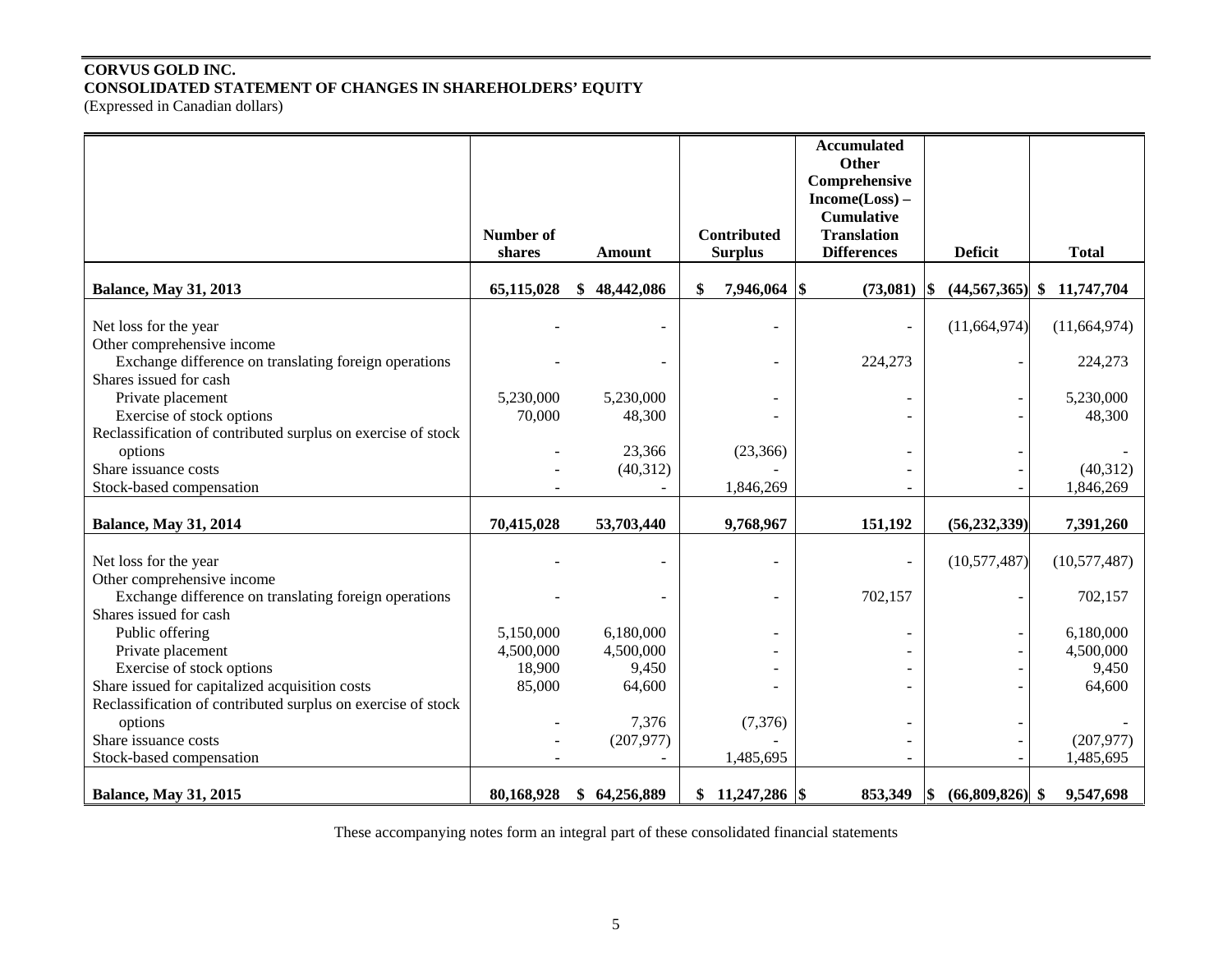**CORVUS GOLD INC.**
**CONSOLIDATED STATEMENT OF CHANGES IN SHAREHOLDERS' EQUITY**
(Expressed in Canadian dollars)

| | Number of shares | Amount | Contributed Surplus | Accumulated Other Comprehensive Income(Loss) – Cumulative Translation Differences | Deficit | Total |
|---|---|---|---|---|---|---|
| **Balance, May 31, 2013** | **65,115,028** | **$ 48,442,086** | **$ 7,946,064** | **$ (73,081)** | **$ (44,567,365)** | **$ 11,747,704** |
| Net loss for the year | - | - | - | - | (11,664,974) | (11,664,974) |
| Other comprehensive income | | | | | | |
| Exchange difference on translating foreign operations | - | - | - | 224,273 | - | 224,273 |
| Shares issued for cash | | | | | | |
| Private placement | 5,230,000 | 5,230,000 | - | - | - | 5,230,000 |
| Exercise of stock options | 70,000 | 48,300 | - | - | - | 48,300 |
| Reclassification of contributed surplus on exercise of stock options | - | 23,366 | (23,366) | - | - | - |
| Share issuance costs | - | (40,312) | - | - | - | (40,312) |
| Stock-based compensation | - | - | 1,846,269 | - | - | 1,846,269 |
| **Balance, May 31, 2014** | **70,415,028** | **53,703,440** | **9,768,967** | **151,192** | **(56,232,339)** | **7,391,260** |
| Net loss for the year | - | - | - | - | (10,577,487) | (10,577,487) |
| Other comprehensive income | | | | | | |
| Exchange difference on translating foreign operations | - | - | - | 702,157 | - | 702,157 |
| Shares issued for cash | | | | | | |
| Public offering | 5,150,000 | 6,180,000 | - | - | - | 6,180,000 |
| Private placement | 4,500,000 | 4,500,000 | - | - | - | 4,500,000 |
| Exercise of stock options | 18,900 | 9,450 | - | - | - | 9,450 |
| Share issued for capitalized acquisition costs | 85,000 | 64,600 | - | - | - | 64,600 |
| Reclassification of contributed surplus on exercise of stock options | - | 7,376 | (7,376) | - | - | - |
| Share issuance costs | - | (207,977) | - | - | - | (207,977) |
| Stock-based compensation | - | - | 1,485,695 | - | - | 1,485,695 |
| **Balance, May 31, 2015** | **80,168,928** | **$ 64,256,889** | **$ 11,247,286** | **$ 853,349** | **$ (66,809,826)** | **$ 9,547,698** |

These accompanying notes form an integral part of these consolidated financial statements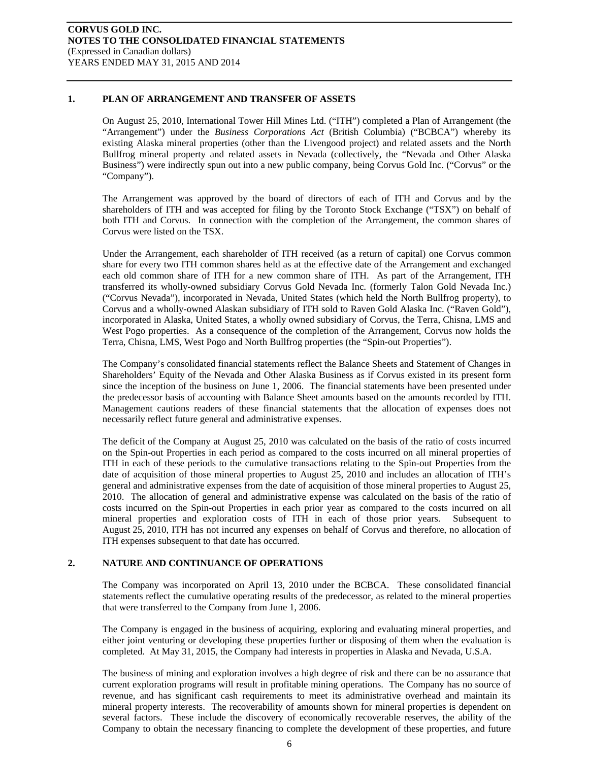## 1. PLAN OF ARRANGEMENT AND TRANSFER OF ASSETS

On August 25, 2010, International Tower Hill Mines Ltd. ("ITH") completed a Plan of Arrangement (the "Arrangement") under the *Business Corporations Act* (British Columbia) ("BCBCA") whereby its existing Alaska mineral properties (other than the Livengood project) and related assets and the North Bullfrog mineral property and related assets in Nevada (collectively, the "Nevada and Other Alaska Business") were indirectly spun out into a new public company, being Corvus Gold Inc. ("Corvus" or the "Company").

The Arrangement was approved by the board of directors of each of ITH and Corvus and by the shareholders of ITH and was accepted for filing by the Toronto Stock Exchange ("TSX") on behalf of both ITH and Corvus. In connection with the completion of the Arrangement, the common shares of Corvus were listed on the TSX.

Under the Arrangement, each shareholder of ITH received (as a return of capital) one Corvus common share for every two ITH common shares held as at the effective date of the Arrangement and exchanged each old common share of ITH for a new common share of ITH. As part of the Arrangement, ITH transferred its wholly-owned subsidiary Corvus Gold Nevada Inc. (formerly Talon Gold Nevada Inc.) ("Corvus Nevada"), incorporated in Nevada, United States (which held the North Bullfrog property), to Corvus and a wholly-owned Alaskan subsidiary of ITH sold to Raven Gold Alaska Inc. ("Raven Gold"), incorporated in Alaska, United States, a wholly owned subsidiary of Corvus, the Terra, Chisna, LMS and West Pogo properties. As a consequence of the completion of the Arrangement, Corvus now holds the Terra, Chisna, LMS, West Pogo and North Bullfrog properties (the "Spin-out Properties").

The Company's consolidated financial statements reflect the Balance Sheets and Statement of Changes in Shareholders' Equity of the Nevada and Other Alaska Business as if Corvus existed in its present form since the inception of the business on June 1, 2006. The financial statements have been presented under the predecessor basis of accounting with Balance Sheet amounts based on the amounts recorded by ITH. Management cautions readers of these financial statements that the allocation of expenses does not necessarily reflect future general and administrative expenses.

The deficit of the Company at August 25, 2010 was calculated on the basis of the ratio of costs incurred on the Spin-out Properties in each period as compared to the costs incurred on all mineral properties of ITH in each of these periods to the cumulative transactions relating to the Spin-out Properties from the date of acquisition of those mineral properties to August 25, 2010 and includes an allocation of ITH's general and administrative expenses from the date of acquisition of those mineral properties to August 25, 2010. The allocation of general and administrative expense was calculated on the basis of the ratio of costs incurred on the Spin-out Properties in each prior year as compared to the costs incurred on all mineral properties and exploration costs of ITH in each of those prior years. Subsequent to August 25, 2010, ITH has not incurred any expenses on behalf of Corvus and therefore, no allocation of ITH expenses subsequent to that date has occurred.

## 2. NATURE AND CONTINUANCE OF OPERATIONS

The Company was incorporated on April 13, 2010 under the BCBCA. These consolidated financial statements reflect the cumulative operating results of the predecessor, as related to the mineral properties that were transferred to the Company from June 1, 2006.

The Company is engaged in the business of acquiring, exploring and evaluating mineral properties, and either joint venturing or developing these properties further or disposing of them when the evaluation is completed. At May 31, 2015, the Company had interests in properties in Alaska and Nevada, U.S.A.

The business of mining and exploration involves a high degree of risk and there can be no assurance that current exploration programs will result in profitable mining operations. The Company has no source of revenue, and has significant cash requirements to meet its administrative overhead and maintain its mineral property interests. The recoverability of amounts shown for mineral properties is dependent on several factors. These include the discovery of economically recoverable reserves, the ability of the Company to obtain the necessary financing to complete the development of these properties, and future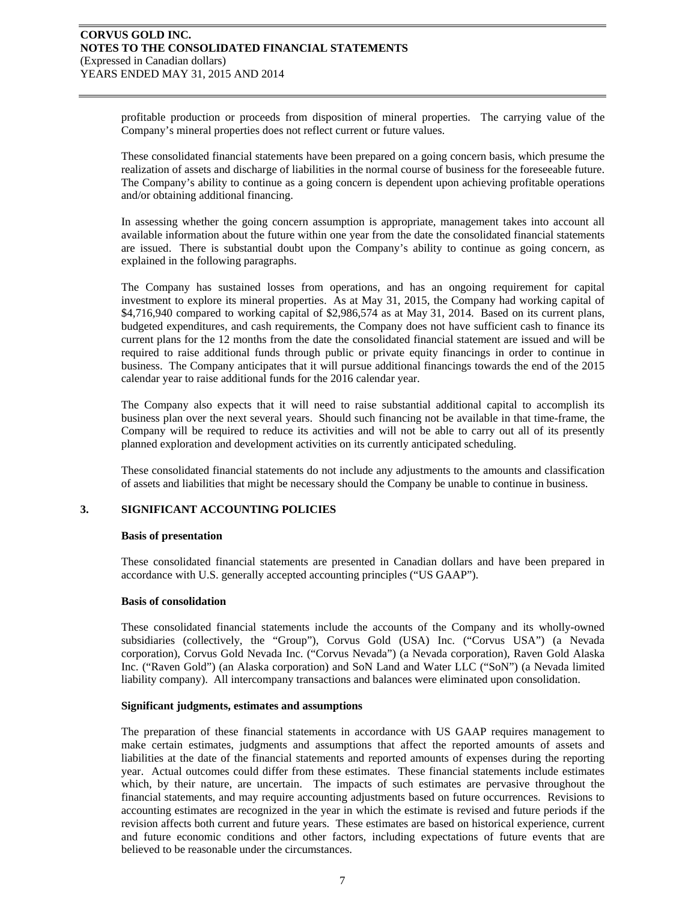profitable production or proceeds from disposition of mineral properties. The carrying value of the Company's mineral properties does not reflect current or future values.

These consolidated financial statements have been prepared on a going concern basis, which presume the realization of assets and discharge of liabilities in the normal course of business for the foreseeable future. The Company's ability to continue as a going concern is dependent upon achieving profitable operations and/or obtaining additional financing.

In assessing whether the going concern assumption is appropriate, management takes into account all available information about the future within one year from the date the consolidated financial statements are issued. There is substantial doubt upon the Company's ability to continue as going concern, as explained in the following paragraphs.

The Company has sustained losses from operations, and has an ongoing requirement for capital investment to explore its mineral properties. As at May 31, 2015, the Company had working capital of $4,716,940 compared to working capital of $2,986,574 as at May 31, 2014. Based on its current plans, budgeted expenditures, and cash requirements, the Company does not have sufficient cash to finance its current plans for the 12 months from the date the consolidated financial statement are issued and will be required to raise additional funds through public or private equity financings in order to continue in business. The Company anticipates that it will pursue additional financings towards the end of the 2015 calendar year to raise additional funds for the 2016 calendar year.

The Company also expects that it will need to raise substantial additional capital to accomplish its business plan over the next several years. Should such financing not be available in that time-frame, the Company will be required to reduce its activities and will not be able to carry out all of its presently planned exploration and development activities on its currently anticipated scheduling.

These consolidated financial statements do not include any adjustments to the amounts and classification of assets and liabilities that might be necessary should the Company be unable to continue in business.

## 3. SIGNIFICANT ACCOUNTING POLICIES

**Basis of presentation**

These consolidated financial statements are presented in Canadian dollars and have been prepared in accordance with U.S. generally accepted accounting principles ("US GAAP").

**Basis of consolidation**

These consolidated financial statements include the accounts of the Company and its wholly-owned subsidiaries (collectively, the "Group"), Corvus Gold (USA) Inc. ("Corvus USA") (a Nevada corporation), Corvus Gold Nevada Inc. ("Corvus Nevada") (a Nevada corporation), Raven Gold Alaska Inc. ("Raven Gold") (an Alaska corporation) and SoN Land and Water LLC ("SoN") (a Nevada limited liability company). All intercompany transactions and balances were eliminated upon consolidation.

**Significant judgments, estimates and assumptions**

The preparation of these financial statements in accordance with US GAAP requires management to make certain estimates, judgments and assumptions that affect the reported amounts of assets and liabilities at the date of the financial statements and reported amounts of expenses during the reporting year. Actual outcomes could differ from these estimates. These financial statements include estimates which, by their nature, are uncertain. The impacts of such estimates are pervasive throughout the financial statements, and may require accounting adjustments based on future occurrences. Revisions to accounting estimates are recognized in the year in which the estimate is revised and future periods if the revision affects both current and future years. These estimates are based on historical experience, current and future economic conditions and other factors, including expectations of future events that are believed to be reasonable under the circumstances.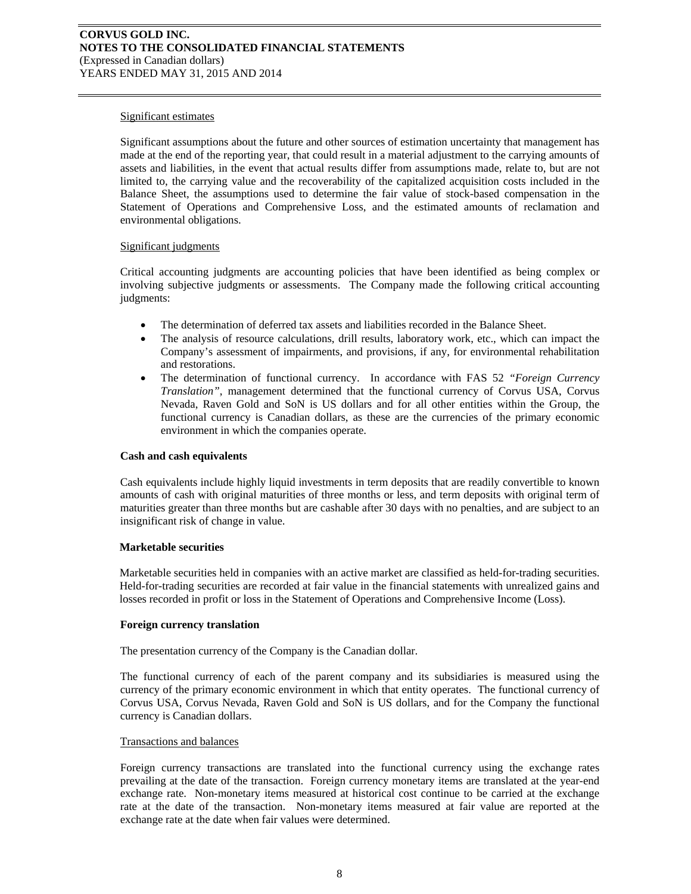Significant estimates

Significant assumptions about the future and other sources of estimation uncertainty that management has made at the end of the reporting year, that could result in a material adjustment to the carrying amounts of assets and liabilities, in the event that actual results differ from assumptions made, relate to, but are not limited to, the carrying value and the recoverability of the capitalized acquisition costs included in the Balance Sheet, the assumptions used to determine the fair value of stock-based compensation in the Statement of Operations and Comprehensive Loss, and the estimated amounts of reclamation and environmental obligations.

Significant judgments

Critical accounting judgments are accounting policies that have been identified as being complex or involving subjective judgments or assessments. The Company made the following critical accounting judgments:

- The determination of deferred tax assets and liabilities recorded in the Balance Sheet.
- The analysis of resource calculations, drill results, laboratory work, etc., which can impact the Company's assessment of impairments, and provisions, if any, for environmental rehabilitation and restorations.
- The determination of functional currency. In accordance with FAS 52 *"Foreign Currency Translation"*, management determined that the functional currency of Corvus USA, Corvus Nevada, Raven Gold and SoN is US dollars and for all other entities within the Group, the functional currency is Canadian dollars, as these are the currencies of the primary economic environment in which the companies operate.

**Cash and cash equivalents**

Cash equivalents include highly liquid investments in term deposits that are readily convertible to known amounts of cash with original maturities of three months or less, and term deposits with original term of maturities greater than three months but are cashable after 30 days with no penalties, and are subject to an insignificant risk of change in value.

**Marketable securities**

Marketable securities held in companies with an active market are classified as held-for-trading securities. Held-for-trading securities are recorded at fair value in the financial statements with unrealized gains and losses recorded in profit or loss in the Statement of Operations and Comprehensive Income (Loss).

**Foreign currency translation**

The presentation currency of the Company is the Canadian dollar.

The functional currency of each of the parent company and its subsidiaries is measured using the currency of the primary economic environment in which that entity operates. The functional currency of Corvus USA, Corvus Nevada, Raven Gold and SoN is US dollars, and for the Company the functional currency is Canadian dollars.

Transactions and balances

Foreign currency transactions are translated into the functional currency using the exchange rates prevailing at the date of the transaction. Foreign currency monetary items are translated at the year-end exchange rate. Non-monetary items measured at historical cost continue to be carried at the exchange rate at the date of the transaction. Non-monetary items measured at fair value are reported at the exchange rate at the date when fair values were determined.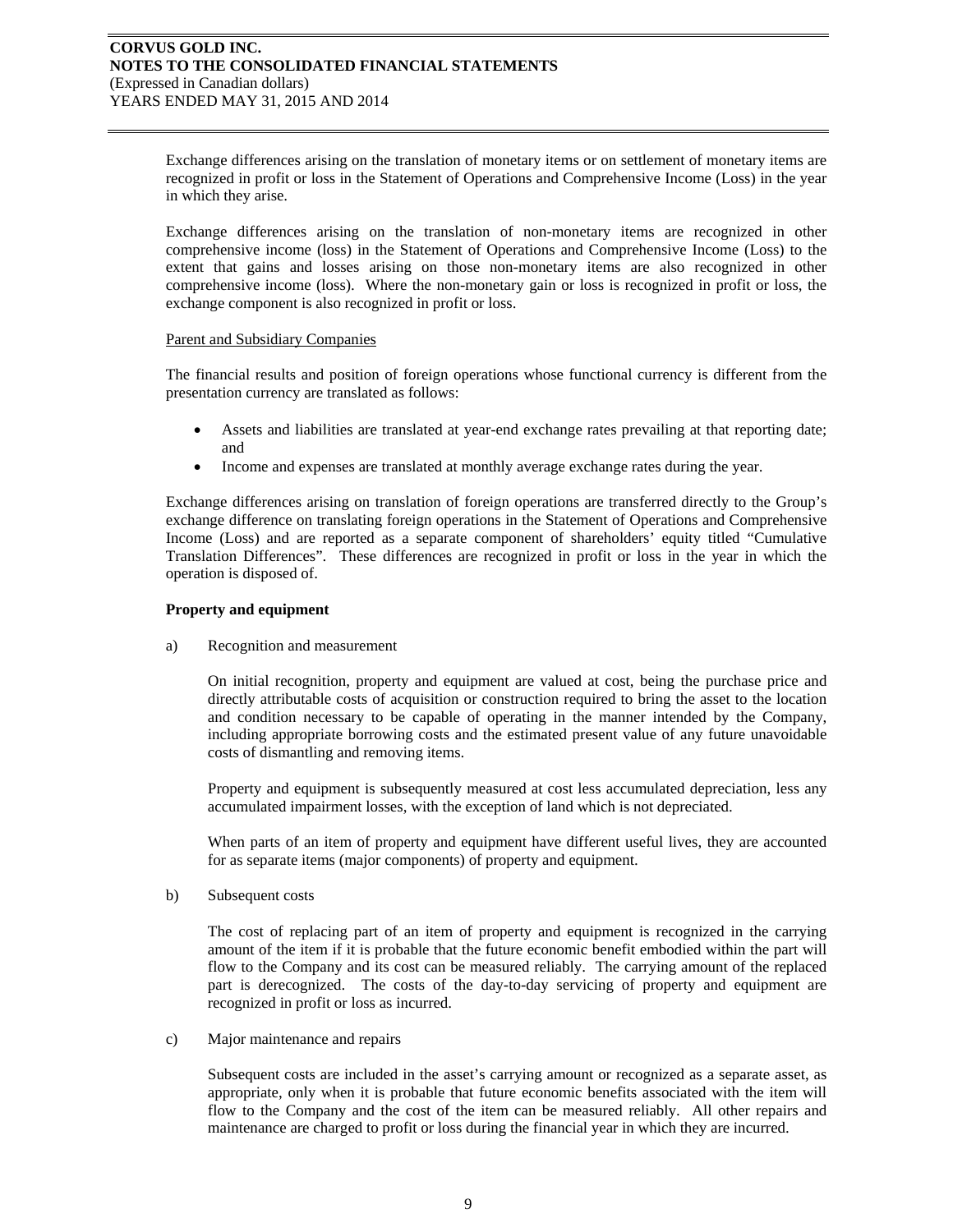Exchange differences arising on the translation of monetary items or on settlement of monetary items are recognized in profit or loss in the Statement of Operations and Comprehensive Income (Loss) in the year in which they arise.

Exchange differences arising on the translation of non-monetary items are recognized in other comprehensive income (loss) in the Statement of Operations and Comprehensive Income (Loss) to the extent that gains and losses arising on those non-monetary items are also recognized in other comprehensive income (loss). Where the non-monetary gain or loss is recognized in profit or loss, the exchange component is also recognized in profit or loss.

Parent and Subsidiary Companies

The financial results and position of foreign operations whose functional currency is different from the presentation currency are translated as follows:

- Assets and liabilities are translated at year-end exchange rates prevailing at that reporting date; and
- Income and expenses are translated at monthly average exchange rates during the year.

Exchange differences arising on translation of foreign operations are transferred directly to the Group's exchange difference on translating foreign operations in the Statement of Operations and Comprehensive Income (Loss) and are reported as a separate component of shareholders' equity titled "Cumulative Translation Differences". These differences are recognized in profit or loss in the year in which the operation is disposed of.

**Property and equipment**

a) Recognition and measurement

On initial recognition, property and equipment are valued at cost, being the purchase price and directly attributable costs of acquisition or construction required to bring the asset to the location and condition necessary to be capable of operating in the manner intended by the Company, including appropriate borrowing costs and the estimated present value of any future unavoidable costs of dismantling and removing items.

Property and equipment is subsequently measured at cost less accumulated depreciation, less any accumulated impairment losses, with the exception of land which is not depreciated.

When parts of an item of property and equipment have different useful lives, they are accounted for as separate items (major components) of property and equipment.

b) Subsequent costs

The cost of replacing part of an item of property and equipment is recognized in the carrying amount of the item if it is probable that the future economic benefit embodied within the part will flow to the Company and its cost can be measured reliably. The carrying amount of the replaced part is derecognized. The costs of the day-to-day servicing of property and equipment are recognized in profit or loss as incurred.

c) Major maintenance and repairs

Subsequent costs are included in the asset's carrying amount or recognized as a separate asset, as appropriate, only when it is probable that future economic benefits associated with the item will flow to the Company and the cost of the item can be measured reliably. All other repairs and maintenance are charged to profit or loss during the financial year in which they are incurred.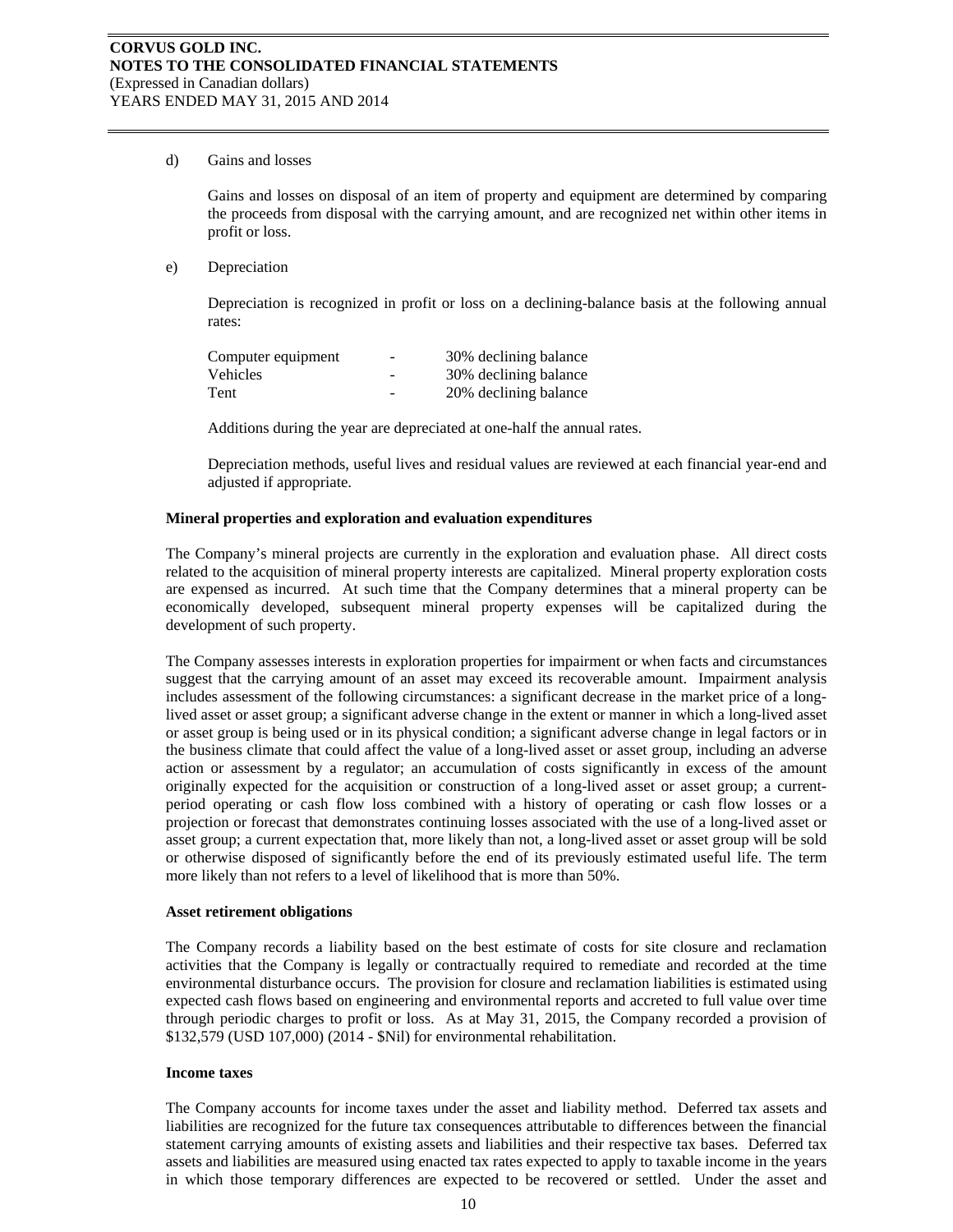d) Gains and losses

Gains and losses on disposal of an item of property and equipment are determined by comparing the proceeds from disposal with the carrying amount, and are recognized net within other items in profit or loss.

e) Depreciation

Depreciation is recognized in profit or loss on a declining-balance basis at the following annual rates:

| | | |
|---|---|---|
| Computer equipment | - | 30% declining balance |
| Vehicles | - | 30% declining balance |
| Tent | - | 20% declining balance |

Additions during the year are depreciated at one-half the annual rates.

Depreciation methods, useful lives and residual values are reviewed at each financial year-end and adjusted if appropriate.

**Mineral properties and exploration and evaluation expenditures**

The Company's mineral projects are currently in the exploration and evaluation phase. All direct costs related to the acquisition of mineral property interests are capitalized. Mineral property exploration costs are expensed as incurred. At such time that the Company determines that a mineral property can be economically developed, subsequent mineral property expenses will be capitalized during the development of such property.

The Company assesses interests in exploration properties for impairment or when facts and circumstances suggest that the carrying amount of an asset may exceed its recoverable amount. Impairment analysis includes assessment of the following circumstances: a significant decrease in the market price of a long-lived asset or asset group; a significant adverse change in the extent or manner in which a long-lived asset or asset group is being used or in its physical condition; a significant adverse change in legal factors or in the business climate that could affect the value of a long-lived asset or asset group, including an adverse action or assessment by a regulator; an accumulation of costs significantly in excess of the amount originally expected for the acquisition or construction of a long-lived asset or asset group; a current-period operating or cash flow loss combined with a history of operating or cash flow losses or a projection or forecast that demonstrates continuing losses associated with the use of a long-lived asset or asset group; a current expectation that, more likely than not, a long-lived asset or asset group will be sold or otherwise disposed of significantly before the end of its previously estimated useful life. The term more likely than not refers to a level of likelihood that is more than 50%.

**Asset retirement obligations**

The Company records a liability based on the best estimate of costs for site closure and reclamation activities that the Company is legally or contractually required to remediate and recorded at the time environmental disturbance occurs. The provision for closure and reclamation liabilities is estimated using expected cash flows based on engineering and environmental reports and accreted to full value over time through periodic charges to profit or loss. As at May 31, 2015, the Company recorded a provision of \$132,579 (USD 107,000) (2014 - \$Nil) for environmental rehabilitation.

**Income taxes**

The Company accounts for income taxes under the asset and liability method. Deferred tax assets and liabilities are recognized for the future tax consequences attributable to differences between the financial statement carrying amounts of existing assets and liabilities and their respective tax bases. Deferred tax assets and liabilities are measured using enacted tax rates expected to apply to taxable income in the years in which those temporary differences are expected to be recovered or settled. Under the asset and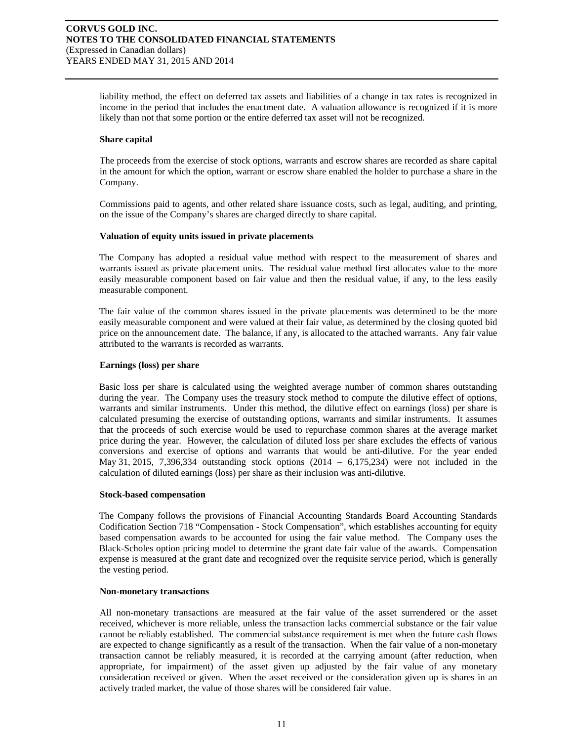liability method, the effect on deferred tax assets and liabilities of a change in tax rates is recognized in income in the period that includes the enactment date. A valuation allowance is recognized if it is more likely than not that some portion or the entire deferred tax asset will not be recognized.

**Share capital**

The proceeds from the exercise of stock options, warrants and escrow shares are recorded as share capital in the amount for which the option, warrant or escrow share enabled the holder to purchase a share in the Company.

Commissions paid to agents, and other related share issuance costs, such as legal, auditing, and printing, on the issue of the Company's shares are charged directly to share capital.

**Valuation of equity units issued in private placements**

The Company has adopted a residual value method with respect to the measurement of shares and warrants issued as private placement units. The residual value method first allocates value to the more easily measurable component based on fair value and then the residual value, if any, to the less easily measurable component.

The fair value of the common shares issued in the private placements was determined to be the more easily measurable component and were valued at their fair value, as determined by the closing quoted bid price on the announcement date. The balance, if any, is allocated to the attached warrants. Any fair value attributed to the warrants is recorded as warrants.

**Earnings (loss) per share**

Basic loss per share is calculated using the weighted average number of common shares outstanding during the year. The Company uses the treasury stock method to compute the dilutive effect of options, warrants and similar instruments. Under this method, the dilutive effect on earnings (loss) per share is calculated presuming the exercise of outstanding options, warrants and similar instruments. It assumes that the proceeds of such exercise would be used to repurchase common shares at the average market price during the year. However, the calculation of diluted loss per share excludes the effects of various conversions and exercise of options and warrants that would be anti-dilutive. For the year ended May 31, 2015, 7,396,334 outstanding stock options (2014 – 6,175,234) were not included in the calculation of diluted earnings (loss) per share as their inclusion was anti-dilutive.

**Stock-based compensation**

The Company follows the provisions of Financial Accounting Standards Board Accounting Standards Codification Section 718 "Compensation - Stock Compensation", which establishes accounting for equity based compensation awards to be accounted for using the fair value method. The Company uses the Black-Scholes option pricing model to determine the grant date fair value of the awards. Compensation expense is measured at the grant date and recognized over the requisite service period, which is generally the vesting period.

**Non-monetary transactions**

All non-monetary transactions are measured at the fair value of the asset surrendered or the asset received, whichever is more reliable, unless the transaction lacks commercial substance or the fair value cannot be reliably established. The commercial substance requirement is met when the future cash flows are expected to change significantly as a result of the transaction. When the fair value of a non-monetary transaction cannot be reliably measured, it is recorded at the carrying amount (after reduction, when appropriate, for impairment) of the asset given up adjusted by the fair value of any monetary consideration received or given. When the asset received or the consideration given up is shares in an actively traded market, the value of those shares will be considered fair value.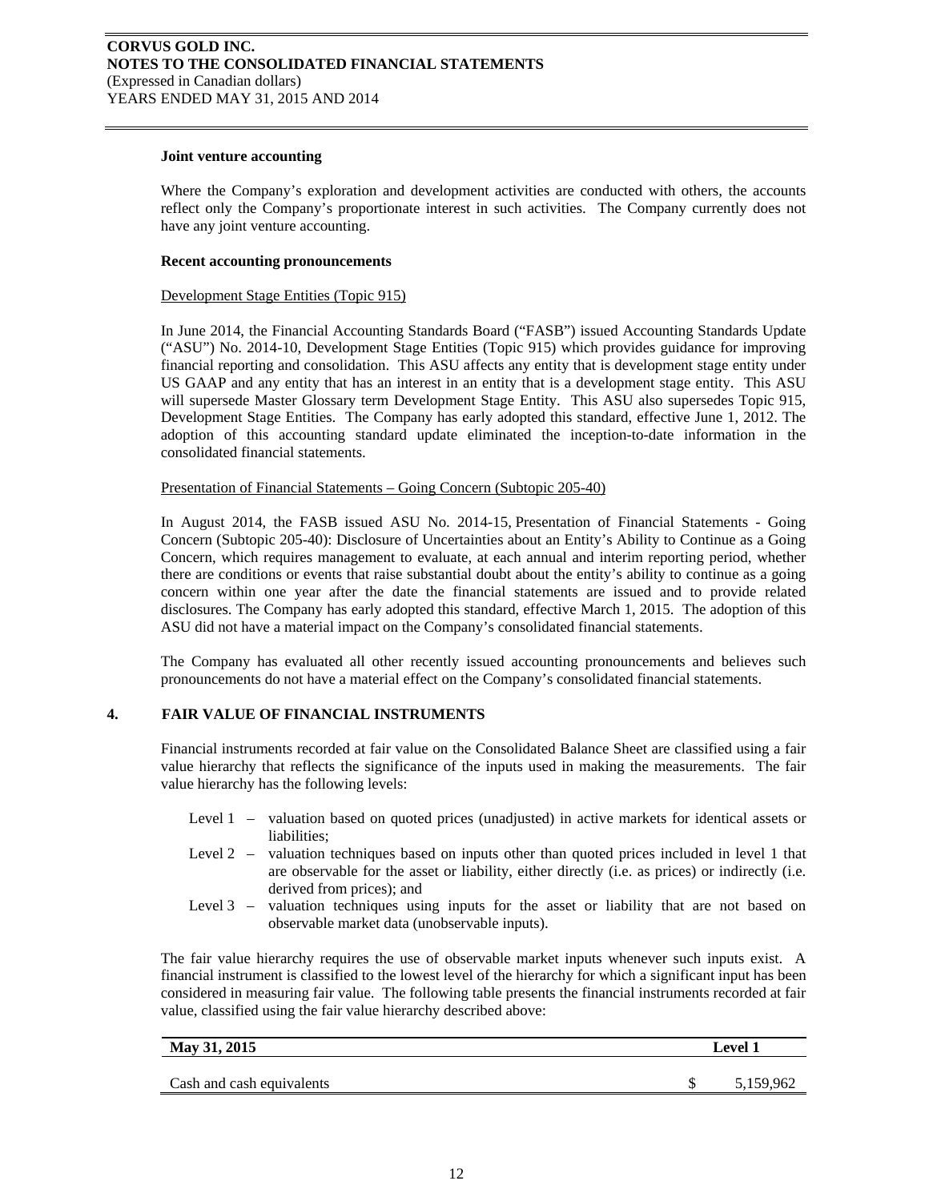### Joint venture accounting

Where the Company's exploration and development activities are conducted with others, the accounts reflect only the Company's proportionate interest in such activities. The Company currently does not have any joint venture accounting.

### Recent accounting pronouncements

Development Stage Entities (Topic 915)

In June 2014, the Financial Accounting Standards Board ("FASB") issued Accounting Standards Update ("ASU") No. 2014-10, Development Stage Entities (Topic 915) which provides guidance for improving financial reporting and consolidation. This ASU affects any entity that is development stage entity under US GAAP and any entity that has an interest in an entity that is a development stage entity. This ASU will supersede Master Glossary term Development Stage Entity. This ASU also supersedes Topic 915, Development Stage Entities. The Company has early adopted this standard, effective June 1, 2012. The adoption of this accounting standard update eliminated the inception-to-date information in the consolidated financial statements.

Presentation of Financial Statements – Going Concern (Subtopic 205-40)

In August 2014, the FASB issued ASU No. 2014-15, Presentation of Financial Statements - Going Concern (Subtopic 205-40): Disclosure of Uncertainties about an Entity's Ability to Continue as a Going Concern, which requires management to evaluate, at each annual and interim reporting period, whether there are conditions or events that raise substantial doubt about the entity's ability to continue as a going concern within one year after the date the financial statements are issued and to provide related disclosures. The Company has early adopted this standard, effective March 1, 2015. The adoption of this ASU did not have a material impact on the Company's consolidated financial statements.

The Company has evaluated all other recently issued accounting pronouncements and believes such pronouncements do not have a material effect on the Company's consolidated financial statements.

## 4. FAIR VALUE OF FINANCIAL INSTRUMENTS

Financial instruments recorded at fair value on the Consolidated Balance Sheet are classified using a fair value hierarchy that reflects the significance of the inputs used in making the measurements. The fair value hierarchy has the following levels:

- Level 1 – valuation based on quoted prices (unadjusted) in active markets for identical assets or liabilities;
- Level 2 – valuation techniques based on inputs other than quoted prices included in level 1 that are observable for the asset or liability, either directly (i.e. as prices) or indirectly (i.e. derived from prices); and
- Level 3 – valuation techniques using inputs for the asset or liability that are not based on observable market data (unobservable inputs).

The fair value hierarchy requires the use of observable market inputs whenever such inputs exist. A financial instrument is classified to the lowest level of the hierarchy for which a significant input has been considered in measuring fair value. The following table presents the financial instruments recorded at fair value, classified using the fair value hierarchy described above:

| May 31, 2015 | Level 1 |
|---|---|
| Cash and cash equivalents | $ 5,159,962 |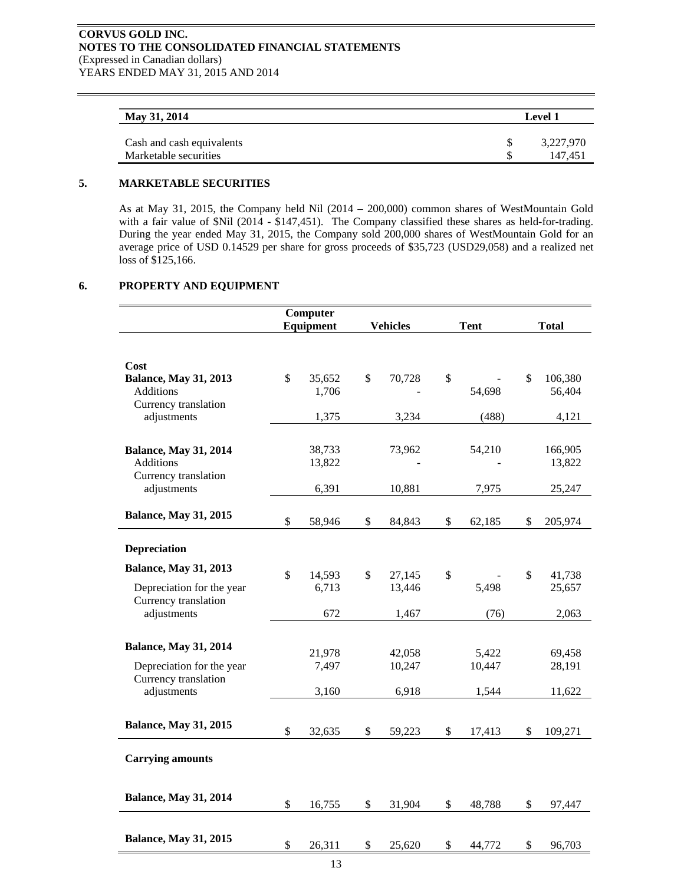| May 31, 2014 | Level 1 |
|---|---|
| Cash and cash equivalents | $ 3,227,970 |
| Marketable securities | $ 147,451 |

## 5. MARKETABLE SECURITIES

As at May 31, 2015, the Company held Nil (2014 – 200,000) common shares of WestMountain Gold with a fair value of $Nil (2014 - $147,451). The Company classified these shares as held-for-trading. During the year ended May 31, 2015, the Company sold 200,000 shares of WestMountain Gold for an average price of USD 0.14529 per share for gross proceeds of $35,723 (USD29,058) and a realized net loss of $125,166.

## 6. PROPERTY AND EQUIPMENT

| | Computer Equipment | Vehicles | Tent | Total |
|---|---|---|---|---|
| **Cost** | | | | |
| **Balance, May 31, 2013** | $ 35,652 | $ 70,728 | $ - | $ 106,380 |
| Additions | 1,706 | - | 54,698 | 56,404 |
| Currency translation adjustments | 1,375 | 3,234 | (488) | 4,121 |
| **Balance, May 31, 2014** | 38,733 | 73,962 | 54,210 | 166,905 |
| Additions | 13,822 | - | - | 13,822 |
| Currency translation adjustments | 6,391 | 10,881 | 7,975 | 25,247 |
| **Balance, May 31, 2015** | $ 58,946 | $ 84,843 | $ 62,185 | $ 205,974 |
| **Depreciation** | | | | |
| **Balance, May 31, 2013** | $ 14,593 | $ 27,145 | $ - | $ 41,738 |
| Depreciation for the year | 6,713 | 13,446 | 5,498 | 25,657 |
| Currency translation adjustments | 672 | 1,467 | (76) | 2,063 |
| **Balance, May 31, 2014** | 21,978 | 42,058 | 5,422 | 69,458 |
| Depreciation for the year | 7,497 | 10,247 | 10,447 | 28,191 |
| Currency translation adjustments | 3,160 | 6,918 | 1,544 | 11,622 |
| **Balance, May 31, 2015** | $ 32,635 | $ 59,223 | $ 17,413 | $ 109,271 |
| **Carrying amounts** | | | | |
| **Balance, May 31, 2014** | $ 16,755 | $ 31,904 | $ 48,788 | $ 97,447 |
| **Balance, May 31, 2015** | $ 26,311 | $ 25,620 | $ 44,772 | $ 96,703 |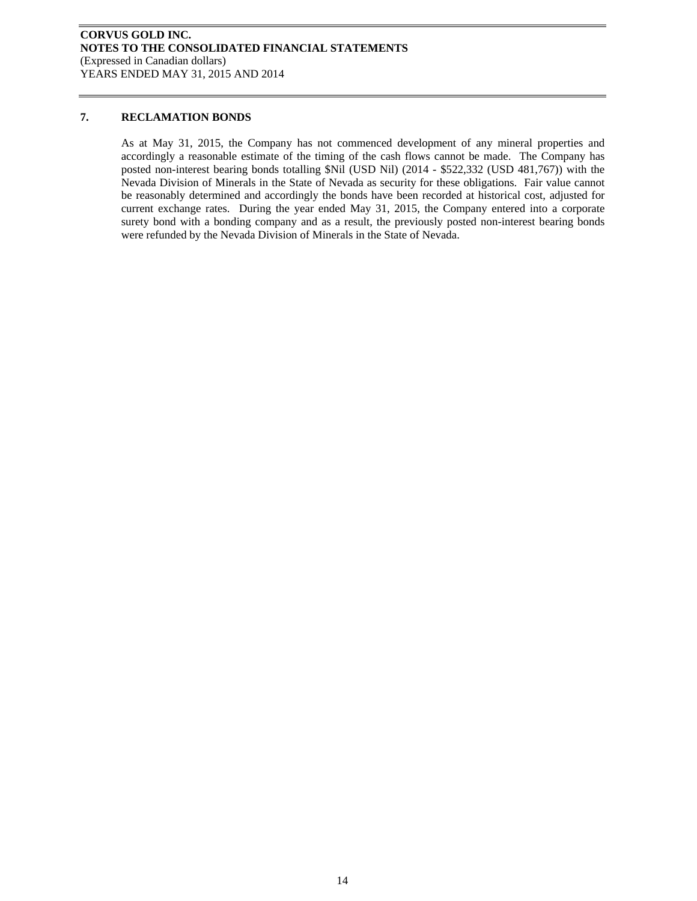## 7. RECLAMATION BONDS

As at May 31, 2015, the Company has not commenced development of any mineral properties and accordingly a reasonable estimate of the timing of the cash flows cannot be made. The Company has posted non-interest bearing bonds totalling $Nil (USD Nil) (2014 - $522,332 (USD 481,767)) with the Nevada Division of Minerals in the State of Nevada as security for these obligations. Fair value cannot be reasonably determined and accordingly the bonds have been recorded at historical cost, adjusted for current exchange rates. During the year ended May 31, 2015, the Company entered into a corporate surety bond with a bonding company and as a result, the previously posted non-interest bearing bonds were refunded by the Nevada Division of Minerals in the State of Nevada.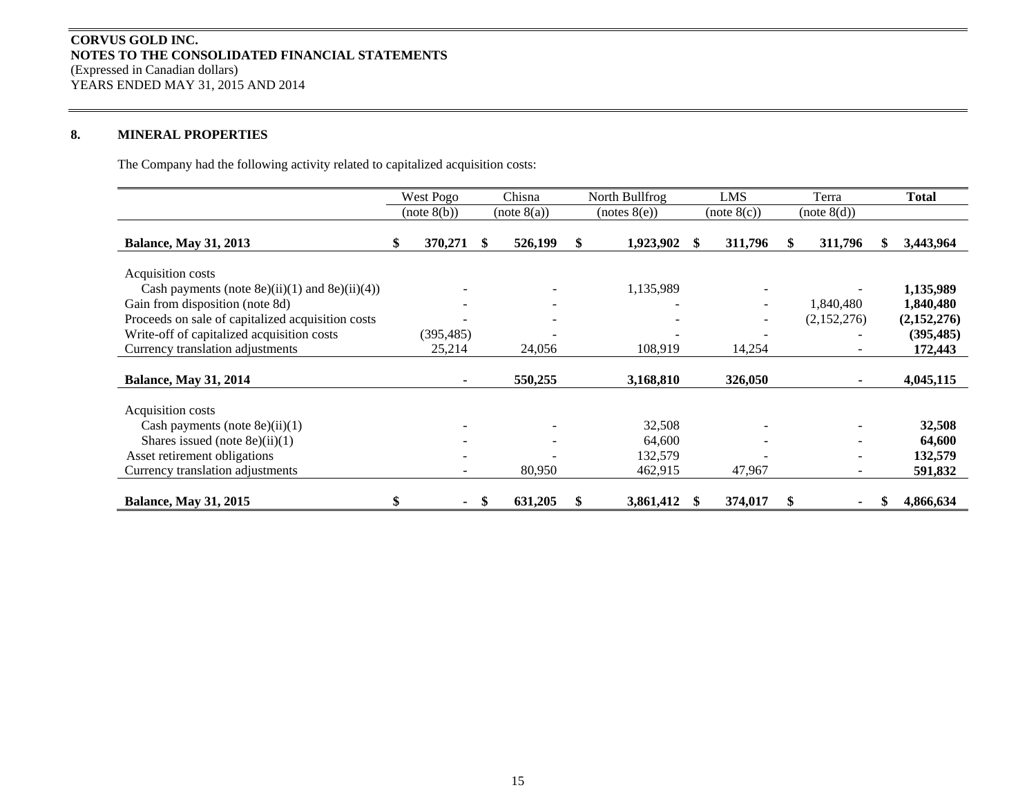**CORVUS GOLD INC.**
**NOTES TO THE CONSOLIDATED FINANCIAL STATEMENTS**
(Expressed in Canadian dollars)
YEARS ENDED MAY 31, 2015 AND 2014

## 8. MINERAL PROPERTIES

The Company had the following activity related to capitalized acquisition costs:

| | West Pogo (note 8(b)) | Chisna (note 8(a)) | North Bullfrog (notes 8(e)) | LMS (note 8(c)) | Terra (note 8(d)) | Total |
|---|---|---|---|---|---|---|
| **Balance, May 31, 2013** | **$ 370,271** | **$ 526,199** | **$ 1,923,902** | **$ 311,796** | **$ 311,796** | **$ 3,443,964** |
| Acquisition costs | | | | | | |
| Cash payments (note 8e)(ii)(1) and 8e)(ii)(4)) | - | - | 1,135,989 | - | - | **1,135,989** |
| Gain from disposition (note 8d) | - | - | - | - | 1,840,480 | **1,840,480** |
| Proceeds on sale of capitalized acquisition costs | - | - | - | - | (2,152,276) | **(2,152,276)** |
| Write-off of capitalized acquisition costs | (395,485) | - | - | - | - | **(395,485)** |
| Currency translation adjustments | 25,214 | 24,056 | 108,919 | 14,254 | - | **172,443** |
| **Balance, May 31, 2014** | **-** | **550,255** | **3,168,810** | **326,050** | **-** | **4,045,115** |
| Acquisition costs | | | | | | |
| Cash payments (note 8e)(ii)(1) | - | - | 32,508 | - | - | **32,508** |
| Shares issued (note 8e)(ii)(1) | - | - | 64,600 | - | - | **64,600** |
| Asset retirement obligations | - | - | 132,579 | - | - | **132,579** |
| Currency translation adjustments | - | 80,950 | 462,915 | 47,967 | - | **591,832** |
| **Balance, May 31, 2015** | **$ -** | **$ 631,205** | **$ 3,861,412** | **$ 374,017** | **$ -** | **$ 4,866,634** |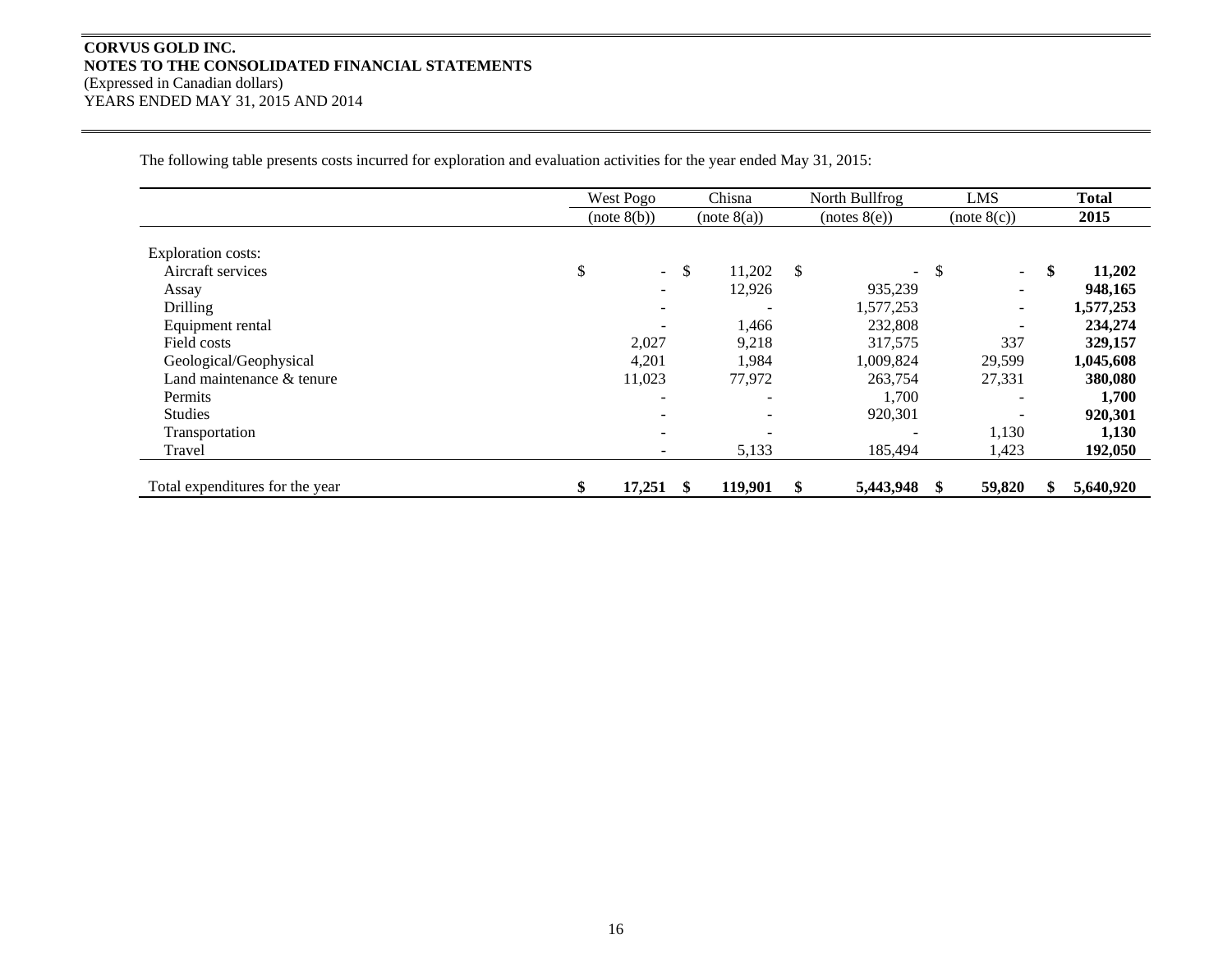**CORVUS GOLD INC.**
**NOTES TO THE CONSOLIDATED FINANCIAL STATEMENTS**
(Expressed in Canadian dollars)
YEARS ENDED MAY 31, 2015 AND 2014

The following table presents costs incurred for exploration and evaluation activities for the year ended May 31, 2015:

| | West Pogo (note 8(b)) | Chisna (note 8(a)) | North Bullfrog (notes 8(e)) | LMS (note 8(c)) | **Total 2015** |
|---|---|---|---|---|---|
| Exploration costs: | | | | | |
| Aircraft services | $ - | $ 11,202 | $ - | $ - | **$ 11,202** |
| Assay | - | 12,926 | 935,239 | - | **948,165** |
| Drilling | - | - | 1,577,253 | - | **1,577,253** |
| Equipment rental | - | 1,466 | 232,808 | - | **234,274** |
| Field costs | 2,027 | 9,218 | 317,575 | 337 | **329,157** |
| Geological/Geophysical | 4,201 | 1,984 | 1,009,824 | 29,599 | **1,045,608** |
| Land maintenance & tenure | 11,023 | 77,972 | 263,754 | 27,331 | **380,080** |
| Permits | - | - | 1,700 | - | **1,700** |
| Studies | - | - | 920,301 | - | **920,301** |
| Transportation | - | - | - | 1,130 | **1,130** |
| Travel | - | 5,133 | 185,494 | 1,423 | **192,050** |
| Total expenditures for the year | **$ 17,251** | **$ 119,901** | **$ 5,443,948** | **$ 59,820** | **$ 5,640,920** |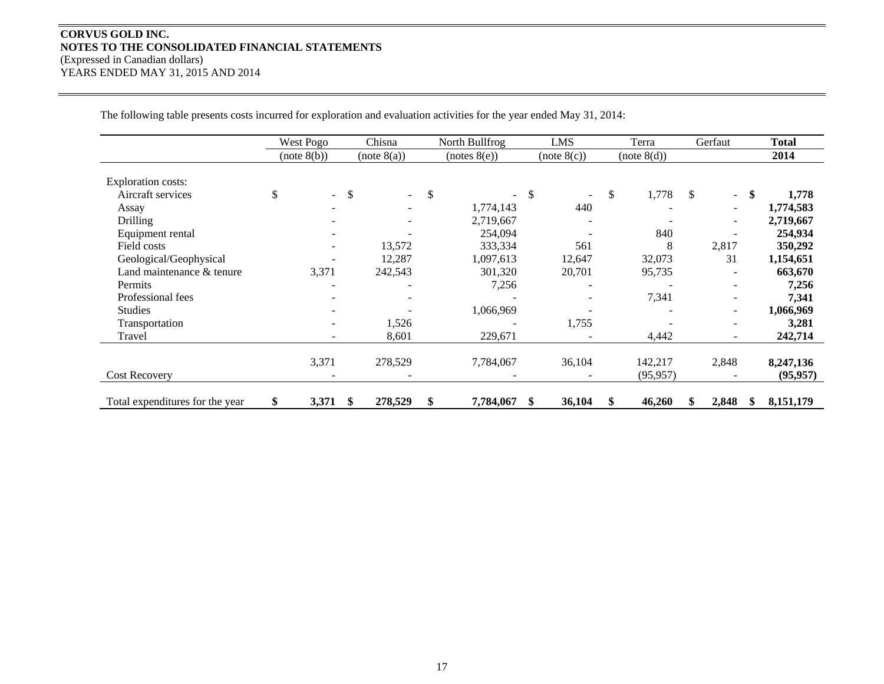The following table presents costs incurred for exploration and evaluation activities for the year ended May 31, 2014:

| | West Pogo (note 8(b)) | Chisna (note 8(a)) | North Bullfrog (notes 8(e)) | LMS (note 8(c)) | Terra (note 8(d)) | Gerfaut | **Total 2014** |
|---|---|---|---|---|---|---|---|
| Exploration costs: | | | | | | | |
| Aircraft services | $ - | $ - | $ - | $ - | $ 1,778 | $ - | **$ 1,778** |
| Assay | - | - | 1,774,143 | 440 | - | - | **1,774,583** |
| Drilling | - | - | 2,719,667 | - | - | - | **2,719,667** |
| Equipment rental | - | - | 254,094 | - | 840 | - | **254,934** |
| Field costs | - | 13,572 | 333,334 | 561 | 8 | 2,817 | **350,292** |
| Geological/Geophysical | - | 12,287 | 1,097,613 | 12,647 | 32,073 | 31 | **1,154,651** |
| Land maintenance & tenure | 3,371 | 242,543 | 301,320 | 20,701 | 95,735 | - | **663,670** |
| Permits | - | - | 7,256 | - | - | - | **7,256** |
| Professional fees | - | - | - | - | 7,341 | - | **7,341** |
| Studies | - | - | 1,066,969 | - | - | - | **1,066,969** |
| Transportation | - | 1,526 | - | 1,755 | - | - | **3,281** |
| Travel | - | 8,601 | 229,671 | - | 4,442 | - | **242,714** |
| | 3,371 | 278,529 | 7,784,067 | 36,104 | 142,217 | 2,848 | **8,247,136** |
| Cost Recovery | - | - | - | - | (95,957) | - | **(95,957)** |
| Total expenditures for the year | **$ 3,371** | **$ 278,529** | **$ 7,784,067** | **$ 36,104** | **$ 46,260** | **$ 2,848** | **$ 8,151,179** |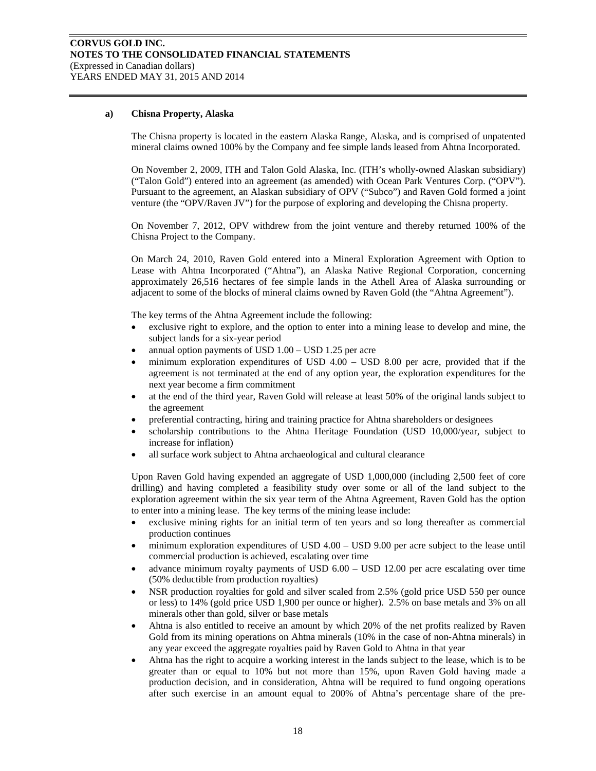**a) Chisna Property, Alaska**

The Chisna property is located in the eastern Alaska Range, Alaska, and is comprised of unpatented mineral claims owned 100% by the Company and fee simple lands leased from Ahtna Incorporated.

On November 2, 2009, ITH and Talon Gold Alaska, Inc. (ITH's wholly-owned Alaskan subsidiary) ("Talon Gold") entered into an agreement (as amended) with Ocean Park Ventures Corp. ("OPV"). Pursuant to the agreement, an Alaskan subsidiary of OPV ("Subco") and Raven Gold formed a joint venture (the "OPV/Raven JV") for the purpose of exploring and developing the Chisna property.

On November 7, 2012, OPV withdrew from the joint venture and thereby returned 100% of the Chisna Project to the Company.

On March 24, 2010, Raven Gold entered into a Mineral Exploration Agreement with Option to Lease with Ahtna Incorporated ("Ahtna"), an Alaska Native Regional Corporation, concerning approximately 26,516 hectares of fee simple lands in the Athell Area of Alaska surrounding or adjacent to some of the blocks of mineral claims owned by Raven Gold (the "Ahtna Agreement").

The key terms of the Ahtna Agreement include the following:

- exclusive right to explore, and the option to enter into a mining lease to develop and mine, the subject lands for a six-year period
- annual option payments of USD 1.00 – USD 1.25 per acre
- minimum exploration expenditures of USD 4.00 – USD 8.00 per acre, provided that if the agreement is not terminated at the end of any option year, the exploration expenditures for the next year become a firm commitment
- at the end of the third year, Raven Gold will release at least 50% of the original lands subject to the agreement
- preferential contracting, hiring and training practice for Ahtna shareholders or designees
- scholarship contributions to the Ahtna Heritage Foundation (USD 10,000/year, subject to increase for inflation)
- all surface work subject to Ahtna archaeological and cultural clearance

Upon Raven Gold having expended an aggregate of USD 1,000,000 (including 2,500 feet of core drilling) and having completed a feasibility study over some or all of the land subject to the exploration agreement within the six year term of the Ahtna Agreement, Raven Gold has the option to enter into a mining lease. The key terms of the mining lease include:

- exclusive mining rights for an initial term of ten years and so long thereafter as commercial production continues
- minimum exploration expenditures of USD 4.00 – USD 9.00 per acre subject to the lease until commercial production is achieved, escalating over time
- advance minimum royalty payments of USD 6.00 – USD 12.00 per acre escalating over time (50% deductible from production royalties)
- NSR production royalties for gold and silver scaled from 2.5% (gold price USD 550 per ounce or less) to 14% (gold price USD 1,900 per ounce or higher). 2.5% on base metals and 3% on all minerals other than gold, silver or base metals
- Ahtna is also entitled to receive an amount by which 20% of the net profits realized by Raven Gold from its mining operations on Ahtna minerals (10% in the case of non-Ahtna minerals) in any year exceed the aggregate royalties paid by Raven Gold to Ahtna in that year
- Ahtna has the right to acquire a working interest in the lands subject to the lease, which is to be greater than or equal to 10% but not more than 15%, upon Raven Gold having made a production decision, and in consideration, Ahtna will be required to fund ongoing operations after such exercise in an amount equal to 200% of Ahtna's percentage share of the pre-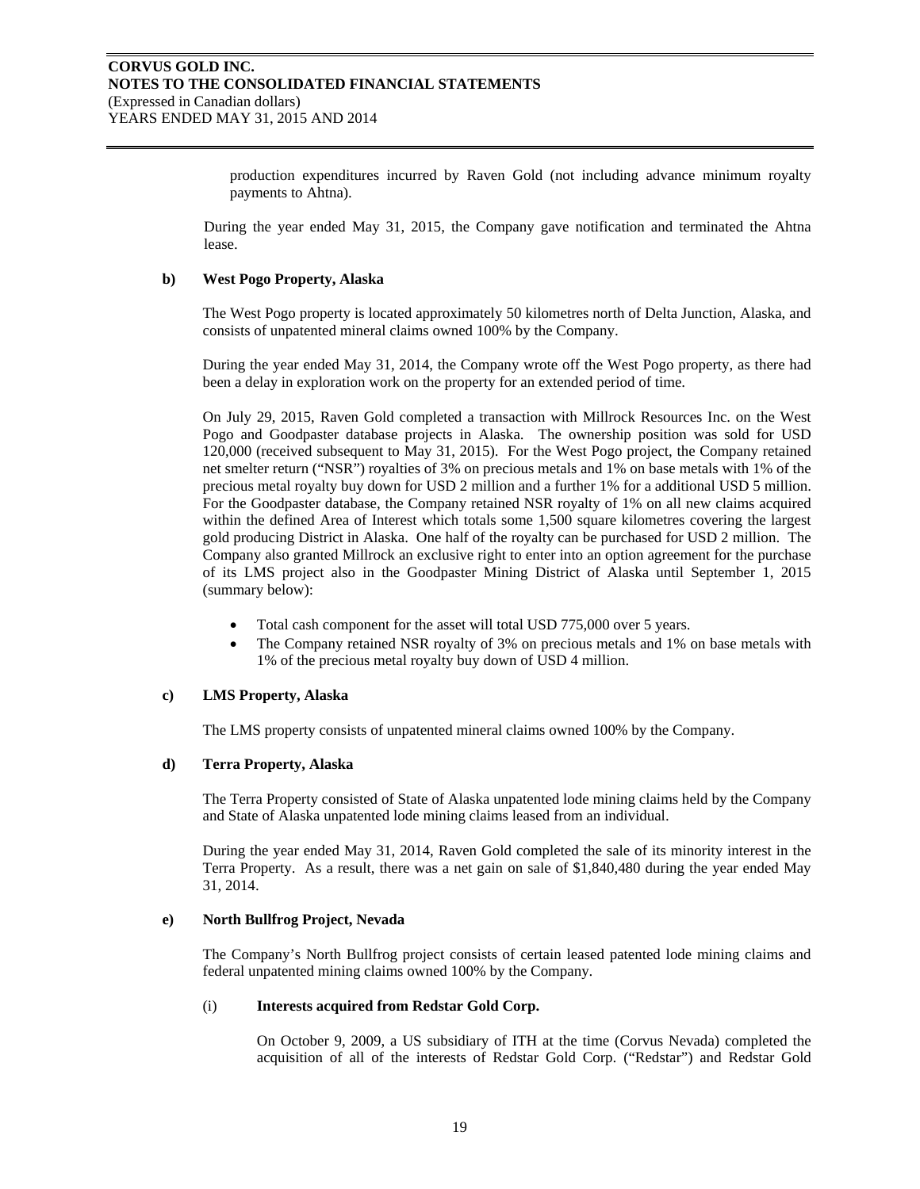production expenditures incurred by Raven Gold (not including advance minimum royalty payments to Ahtna).

During the year ended May 31, 2015, the Company gave notification and terminated the Ahtna lease.

**b) West Pogo Property, Alaska**

The West Pogo property is located approximately 50 kilometres north of Delta Junction, Alaska, and consists of unpatented mineral claims owned 100% by the Company.

During the year ended May 31, 2014, the Company wrote off the West Pogo property, as there had been a delay in exploration work on the property for an extended period of time.

On July 29, 2015, Raven Gold completed a transaction with Millrock Resources Inc. on the West Pogo and Goodpaster database projects in Alaska. The ownership position was sold for USD 120,000 (received subsequent to May 31, 2015). For the West Pogo project, the Company retained net smelter return ("NSR") royalties of 3% on precious metals and 1% on base metals with 1% of the precious metal royalty buy down for USD 2 million and a further 1% for a additional USD 5 million. For the Goodpaster database, the Company retained NSR royalty of 1% on all new claims acquired within the defined Area of Interest which totals some 1,500 square kilometres covering the largest gold producing District in Alaska. One half of the royalty can be purchased for USD 2 million. The Company also granted Millrock an exclusive right to enter into an option agreement for the purchase of its LMS project also in the Goodpaster Mining District of Alaska until September 1, 2015 (summary below):

- Total cash component for the asset will total USD 775,000 over 5 years.
- The Company retained NSR royalty of 3% on precious metals and 1% on base metals with 1% of the precious metal royalty buy down of USD 4 million.

**c) LMS Property, Alaska**

The LMS property consists of unpatented mineral claims owned 100% by the Company.

**d) Terra Property, Alaska**

The Terra Property consisted of State of Alaska unpatented lode mining claims held by the Company and State of Alaska unpatented lode mining claims leased from an individual.

During the year ended May 31, 2014, Raven Gold completed the sale of its minority interest in the Terra Property. As a result, there was a net gain on sale of $1,840,480 during the year ended May 31, 2014.

**e) North Bullfrog Project, Nevada**

The Company's North Bullfrog project consists of certain leased patented lode mining claims and federal unpatented mining claims owned 100% by the Company.

(i) **Interests acquired from Redstar Gold Corp.**

On October 9, 2009, a US subsidiary of ITH at the time (Corvus Nevada) completed the acquisition of all of the interests of Redstar Gold Corp. ("Redstar") and Redstar Gold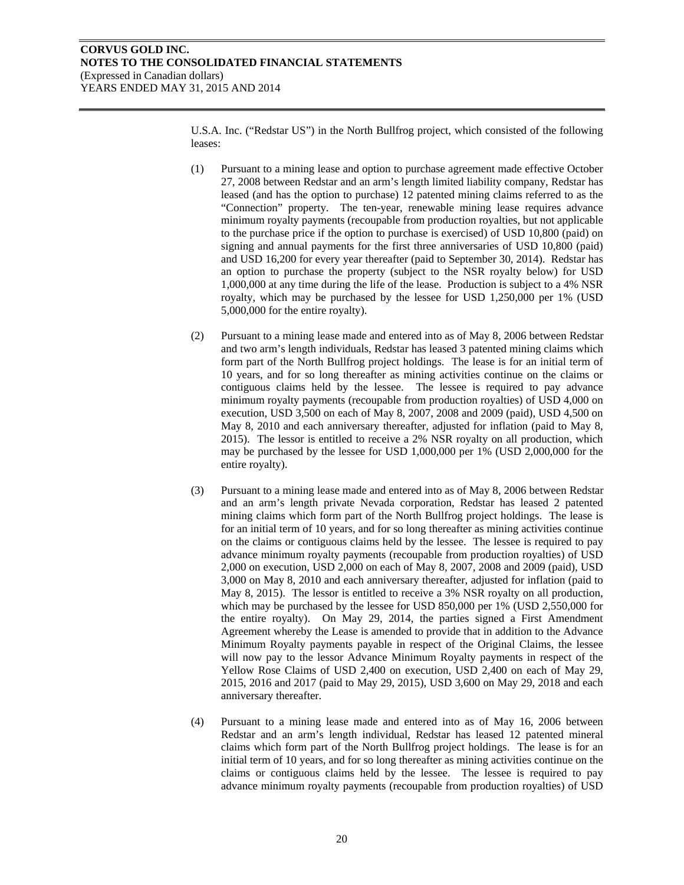U.S.A. Inc. ("Redstar US") in the North Bullfrog project, which consisted of the following leases:

(1) Pursuant to a mining lease and option to purchase agreement made effective October 27, 2008 between Redstar and an arm's length limited liability company, Redstar has leased (and has the option to purchase) 12 patented mining claims referred to as the "Connection" property. The ten-year, renewable mining lease requires advance minimum royalty payments (recoupable from production royalties, but not applicable to the purchase price if the option to purchase is exercised) of USD 10,800 (paid) on signing and annual payments for the first three anniversaries of USD 10,800 (paid) and USD 16,200 for every year thereafter (paid to September 30, 2014). Redstar has an option to purchase the property (subject to the NSR royalty below) for USD 1,000,000 at any time during the life of the lease. Production is subject to a 4% NSR royalty, which may be purchased by the lessee for USD 1,250,000 per 1% (USD 5,000,000 for the entire royalty).

(2) Pursuant to a mining lease made and entered into as of May 8, 2006 between Redstar and two arm's length individuals, Redstar has leased 3 patented mining claims which form part of the North Bullfrog project holdings. The lease is for an initial term of 10 years, and for so long thereafter as mining activities continue on the claims or contiguous claims held by the lessee. The lessee is required to pay advance minimum royalty payments (recoupable from production royalties) of USD 4,000 on execution, USD 3,500 on each of May 8, 2007, 2008 and 2009 (paid), USD 4,500 on May 8, 2010 and each anniversary thereafter, adjusted for inflation (paid to May 8, 2015). The lessor is entitled to receive a 2% NSR royalty on all production, which may be purchased by the lessee for USD 1,000,000 per 1% (USD 2,000,000 for the entire royalty).

(3) Pursuant to a mining lease made and entered into as of May 8, 2006 between Redstar and an arm's length private Nevada corporation, Redstar has leased 2 patented mining claims which form part of the North Bullfrog project holdings. The lease is for an initial term of 10 years, and for so long thereafter as mining activities continue on the claims or contiguous claims held by the lessee. The lessee is required to pay advance minimum royalty payments (recoupable from production royalties) of USD 2,000 on execution, USD 2,000 on each of May 8, 2007, 2008 and 2009 (paid), USD 3,000 on May 8, 2010 and each anniversary thereafter, adjusted for inflation (paid to May 8, 2015). The lessor is entitled to receive a 3% NSR royalty on all production, which may be purchased by the lessee for USD 850,000 per 1% (USD 2,550,000 for the entire royalty). On May 29, 2014, the parties signed a First Amendment Agreement whereby the Lease is amended to provide that in addition to the Advance Minimum Royalty payments payable in respect of the Original Claims, the lessee will now pay to the lessor Advance Minimum Royalty payments in respect of the Yellow Rose Claims of USD 2,400 on execution, USD 2,400 on each of May 29, 2015, 2016 and 2017 (paid to May 29, 2015), USD 3,600 on May 29, 2018 and each anniversary thereafter.

(4) Pursuant to a mining lease made and entered into as of May 16, 2006 between Redstar and an arm's length individual, Redstar has leased 12 patented mineral claims which form part of the North Bullfrog project holdings. The lease is for an initial term of 10 years, and for so long thereafter as mining activities continue on the claims or contiguous claims held by the lessee. The lessee is required to pay advance minimum royalty payments (recoupable from production royalties) of USD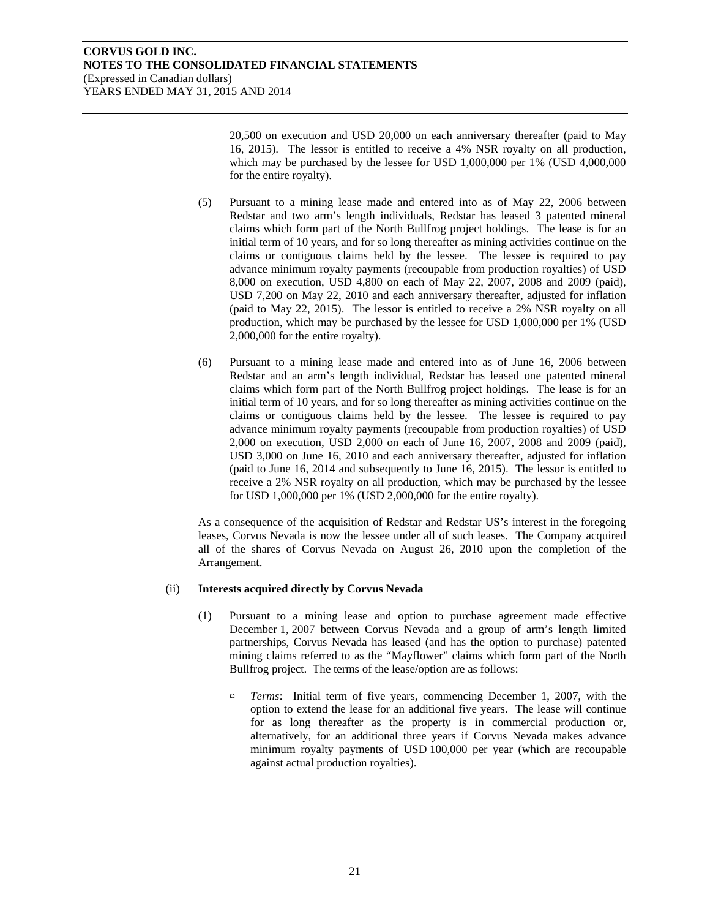20,500 on execution and USD 20,000 on each anniversary thereafter (paid to May 16, 2015). The lessor is entitled to receive a 4% NSR royalty on all production, which may be purchased by the lessee for USD 1,000,000 per 1% (USD 4,000,000 for the entire royalty).

(5) Pursuant to a mining lease made and entered into as of May 22, 2006 between Redstar and two arm's length individuals, Redstar has leased 3 patented mineral claims which form part of the North Bullfrog project holdings. The lease is for an initial term of 10 years, and for so long thereafter as mining activities continue on the claims or contiguous claims held by the lessee. The lessee is required to pay advance minimum royalty payments (recoupable from production royalties) of USD 8,000 on execution, USD 4,800 on each of May 22, 2007, 2008 and 2009 (paid), USD 7,200 on May 22, 2010 and each anniversary thereafter, adjusted for inflation (paid to May 22, 2015). The lessor is entitled to receive a 2% NSR royalty on all production, which may be purchased by the lessee for USD 1,000,000 per 1% (USD 2,000,000 for the entire royalty).

(6) Pursuant to a mining lease made and entered into as of June 16, 2006 between Redstar and an arm's length individual, Redstar has leased one patented mineral claims which form part of the North Bullfrog project holdings. The lease is for an initial term of 10 years, and for so long thereafter as mining activities continue on the claims or contiguous claims held by the lessee. The lessee is required to pay advance minimum royalty payments (recoupable from production royalties) of USD 2,000 on execution, USD 2,000 on each of June 16, 2007, 2008 and 2009 (paid), USD 3,000 on June 16, 2010 and each anniversary thereafter, adjusted for inflation (paid to June 16, 2014 and subsequently to June 16, 2015). The lessor is entitled to receive a 2% NSR royalty on all production, which may be purchased by the lessee for USD 1,000,000 per 1% (USD 2,000,000 for the entire royalty).

As a consequence of the acquisition of Redstar and Redstar US's interest in the foregoing leases, Corvus Nevada is now the lessee under all of such leases. The Company acquired all of the shares of Corvus Nevada on August 26, 2010 upon the completion of the Arrangement.

(ii) **Interests acquired directly by Corvus Nevada**

(1) Pursuant to a mining lease and option to purchase agreement made effective December 1, 2007 between Corvus Nevada and a group of arm's length limited partnerships, Corvus Nevada has leased (and has the option to purchase) patented mining claims referred to as the "Mayflower" claims which form part of the North Bullfrog project. The terms of the lease/option are as follows:

- *Terms*: Initial term of five years, commencing December 1, 2007, with the option to extend the lease for an additional five years. The lease will continue for as long thereafter as the property is in commercial production or, alternatively, for an additional three years if Corvus Nevada makes advance minimum royalty payments of USD 100,000 per year (which are recoupable against actual production royalties).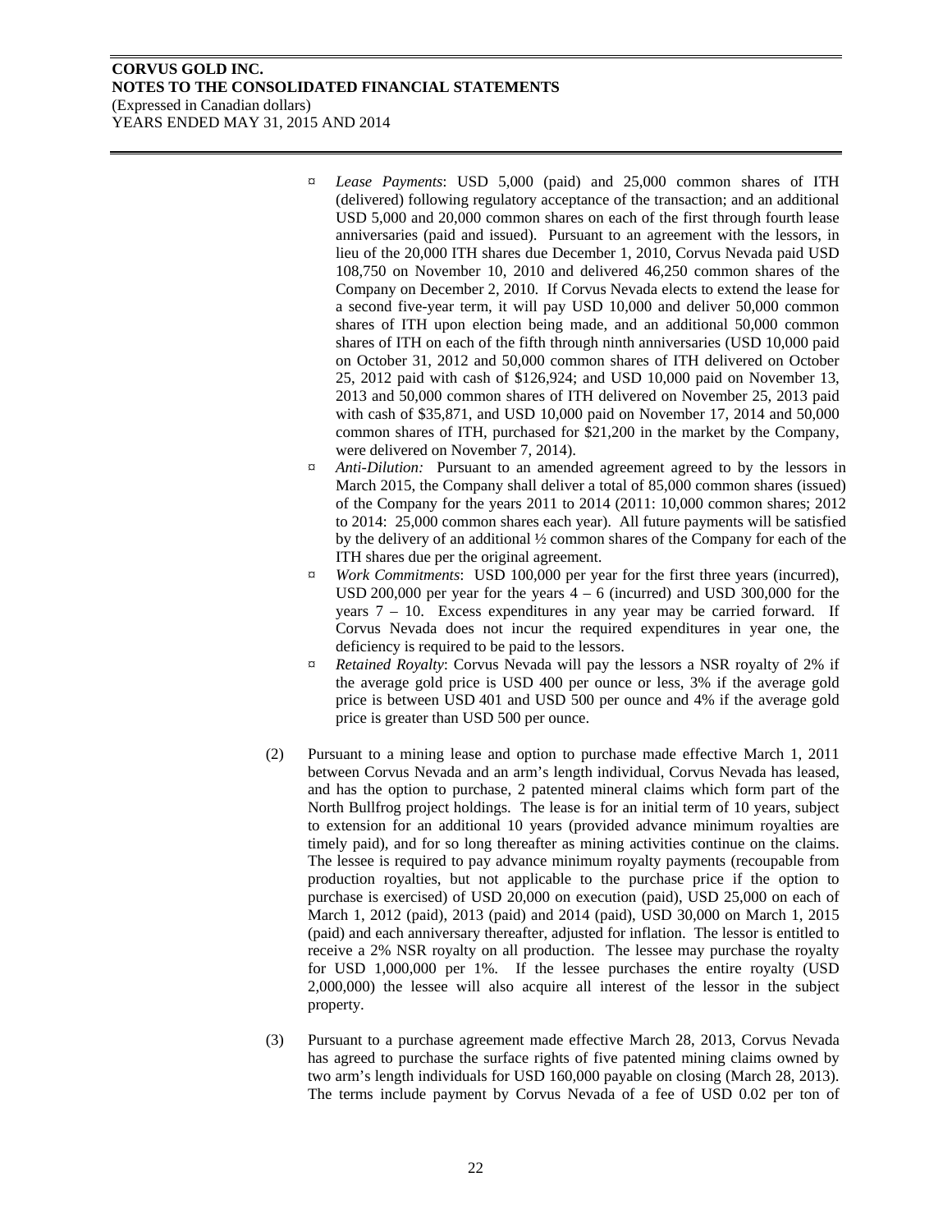- *Lease Payments*: USD 5,000 (paid) and 25,000 common shares of ITH (delivered) following regulatory acceptance of the transaction; and an additional USD 5,000 and 20,000 common shares on each of the first through fourth lease anniversaries (paid and issued). Pursuant to an agreement with the lessors, in lieu of the 20,000 ITH shares due December 1, 2010, Corvus Nevada paid USD 108,750 on November 10, 2010 and delivered 46,250 common shares of the Company on December 2, 2010. If Corvus Nevada elects to extend the lease for a second five-year term, it will pay USD 10,000 and deliver 50,000 common shares of ITH upon election being made, and an additional 50,000 common shares of ITH on each of the fifth through ninth anniversaries (USD 10,000 paid on October 31, 2012 and 50,000 common shares of ITH delivered on October 25, 2012 paid with cash of $126,924; and USD 10,000 paid on November 13, 2013 and 50,000 common shares of ITH delivered on November 25, 2013 paid with cash of $35,871, and USD 10,000 paid on November 17, 2014 and 50,000 common shares of ITH, purchased for $21,200 in the market by the Company, were delivered on November 7, 2014).
- *Anti-Dilution:* Pursuant to an amended agreement agreed to by the lessors in March 2015, the Company shall deliver a total of 85,000 common shares (issued) of the Company for the years 2011 to 2014 (2011: 10,000 common shares; 2012 to 2014: 25,000 common shares each year). All future payments will be satisfied by the delivery of an additional ½ common shares of the Company for each of the ITH shares due per the original agreement.
- *Work Commitments*: USD 100,000 per year for the first three years (incurred), USD 200,000 per year for the years 4 – 6 (incurred) and USD 300,000 for the years 7 – 10. Excess expenditures in any year may be carried forward. If Corvus Nevada does not incur the required expenditures in year one, the deficiency is required to be paid to the lessors.
- *Retained Royalty*: Corvus Nevada will pay the lessors a NSR royalty of 2% if the average gold price is USD 400 per ounce or less, 3% if the average gold price is between USD 401 and USD 500 per ounce and 4% if the average gold price is greater than USD 500 per ounce.

(2) Pursuant to a mining lease and option to purchase made effective March 1, 2011 between Corvus Nevada and an arm's length individual, Corvus Nevada has leased, and has the option to purchase, 2 patented mineral claims which form part of the North Bullfrog project holdings. The lease is for an initial term of 10 years, subject to extension for an additional 10 years (provided advance minimum royalties are timely paid), and for so long thereafter as mining activities continue on the claims. The lessee is required to pay advance minimum royalty payments (recoupable from production royalties, but not applicable to the purchase price if the option to purchase is exercised) of USD 20,000 on execution (paid), USD 25,000 on each of March 1, 2012 (paid), 2013 (paid) and 2014 (paid), USD 30,000 on March 1, 2015 (paid) and each anniversary thereafter, adjusted for inflation. The lessor is entitled to receive a 2% NSR royalty on all production. The lessee may purchase the royalty for USD 1,000,000 per 1%. If the lessee purchases the entire royalty (USD 2,000,000) the lessee will also acquire all interest of the lessor in the subject property.

(3) Pursuant to a purchase agreement made effective March 28, 2013, Corvus Nevada has agreed to purchase the surface rights of five patented mining claims owned by two arm's length individuals for USD 160,000 payable on closing (March 28, 2013). The terms include payment by Corvus Nevada of a fee of USD 0.02 per ton of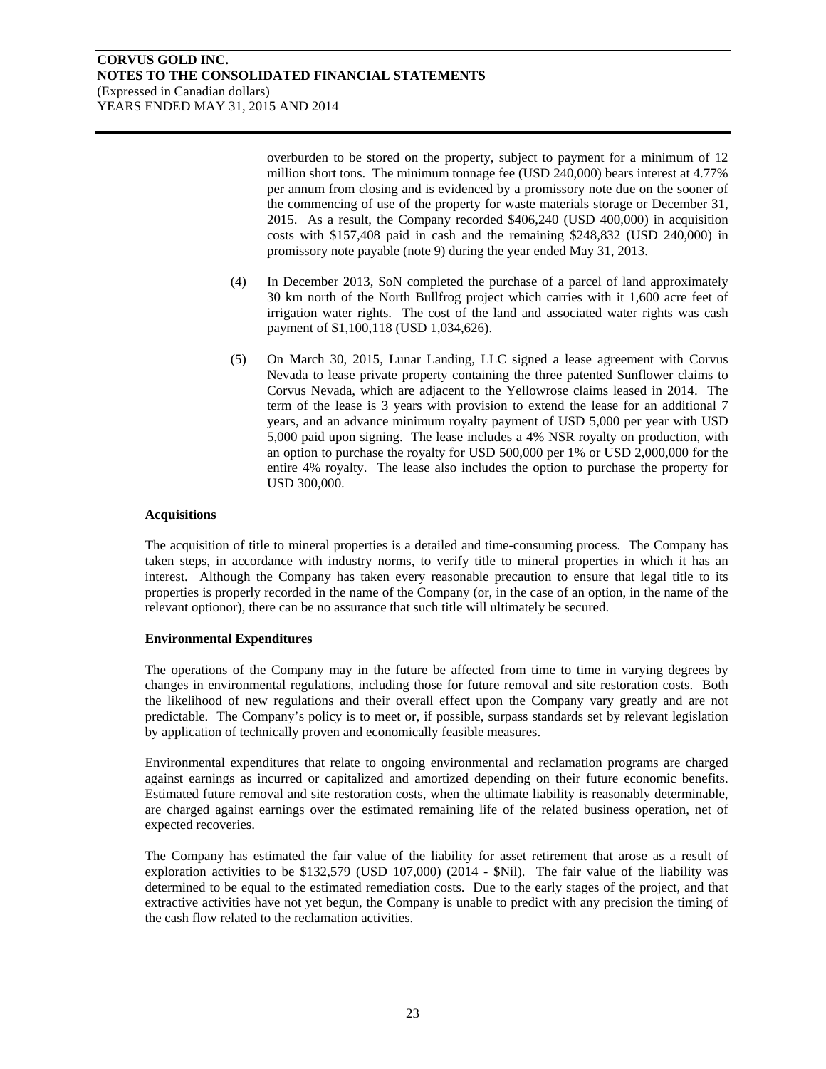overburden to be stored on the property, subject to payment for a minimum of 12 million short tons. The minimum tonnage fee (USD 240,000) bears interest at 4.77% per annum from closing and is evidenced by a promissory note due on the sooner of the commencing of use of the property for waste materials storage or December 31, 2015. As a result, the Company recorded $406,240 (USD 400,000) in acquisition costs with $157,408 paid in cash and the remaining $248,832 (USD 240,000) in promissory note payable (note 9) during the year ended May 31, 2013.

(4) In December 2013, SoN completed the purchase of a parcel of land approximately 30 km north of the North Bullfrog project which carries with it 1,600 acre feet of irrigation water rights. The cost of the land and associated water rights was cash payment of $1,100,118 (USD 1,034,626).

(5) On March 30, 2015, Lunar Landing, LLC signed a lease agreement with Corvus Nevada to lease private property containing the three patented Sunflower claims to Corvus Nevada, which are adjacent to the Yellowrose claims leased in 2014. The term of the lease is 3 years with provision to extend the lease for an additional 7 years, and an advance minimum royalty payment of USD 5,000 per year with USD 5,000 paid upon signing. The lease includes a 4% NSR royalty on production, with an option to purchase the royalty for USD 500,000 per 1% or USD 2,000,000 for the entire 4% royalty. The lease also includes the option to purchase the property for USD 300,000.

**Acquisitions**

The acquisition of title to mineral properties is a detailed and time-consuming process. The Company has taken steps, in accordance with industry norms, to verify title to mineral properties in which it has an interest. Although the Company has taken every reasonable precaution to ensure that legal title to its properties is properly recorded in the name of the Company (or, in the case of an option, in the name of the relevant optionor), there can be no assurance that such title will ultimately be secured.

**Environmental Expenditures**

The operations of the Company may in the future be affected from time to time in varying degrees by changes in environmental regulations, including those for future removal and site restoration costs. Both the likelihood of new regulations and their overall effect upon the Company vary greatly and are not predictable. The Company's policy is to meet or, if possible, surpass standards set by relevant legislation by application of technically proven and economically feasible measures.

Environmental expenditures that relate to ongoing environmental and reclamation programs are charged against earnings as incurred or capitalized and amortized depending on their future economic benefits. Estimated future removal and site restoration costs, when the ultimate liability is reasonably determinable, are charged against earnings over the estimated remaining life of the related business operation, net of expected recoveries.

The Company has estimated the fair value of the liability for asset retirement that arose as a result of exploration activities to be $132,579 (USD 107,000) (2014 - $Nil). The fair value of the liability was determined to be equal to the estimated remediation costs. Due to the early stages of the project, and that extractive activities have not yet begun, the Company is unable to predict with any precision the timing of the cash flow related to the reclamation activities.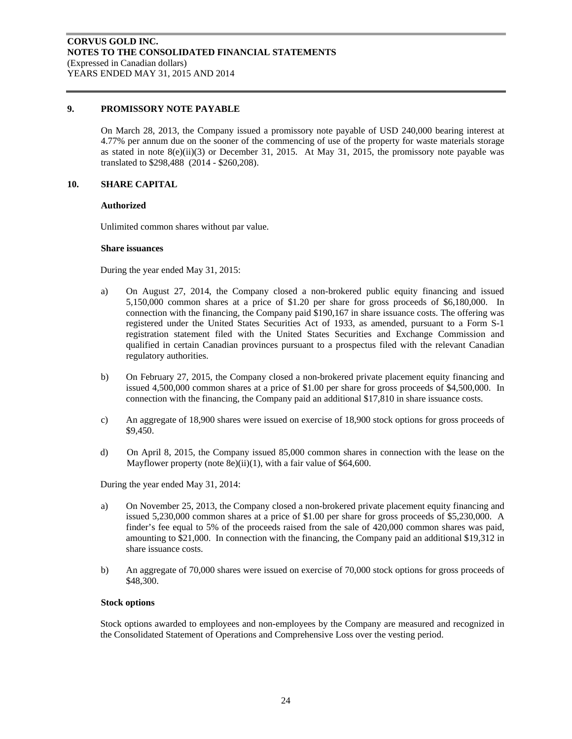## 9. PROMISSORY NOTE PAYABLE

On March 28, 2013, the Company issued a promissory note payable of USD 240,000 bearing interest at 4.77% per annum due on the sooner of the commencing of use of the property for waste materials storage as stated in note 8(e)(ii)(3) or December 31, 2015. At May 31, 2015, the promissory note payable was translated to $298,488 (2014 - $260,208).

## 10. SHARE CAPITAL

**Authorized**

Unlimited common shares without par value.

**Share issuances**

During the year ended May 31, 2015:

a) On August 27, 2014, the Company closed a non-brokered public equity financing and issued 5,150,000 common shares at a price of $1.20 per share for gross proceeds of $6,180,000. In connection with the financing, the Company paid $190,167 in share issuance costs. The offering was registered under the United States Securities Act of 1933, as amended, pursuant to a Form S-1 registration statement filed with the United States Securities and Exchange Commission and qualified in certain Canadian provinces pursuant to a prospectus filed with the relevant Canadian regulatory authorities.

b) On February 27, 2015, the Company closed a non-brokered private placement equity financing and issued 4,500,000 common shares at a price of $1.00 per share for gross proceeds of $4,500,000. In connection with the financing, the Company paid an additional $17,810 in share issuance costs.

c) An aggregate of 18,900 shares were issued on exercise of 18,900 stock options for gross proceeds of $9,450.

d) On April 8, 2015, the Company issued 85,000 common shares in connection with the lease on the Mayflower property (note 8e)(ii)(1), with a fair value of $64,600.

During the year ended May 31, 2014:

a) On November 25, 2013, the Company closed a non-brokered private placement equity financing and issued 5,230,000 common shares at a price of $1.00 per share for gross proceeds of $5,230,000. A finder's fee equal to 5% of the proceeds raised from the sale of 420,000 common shares was paid, amounting to $21,000. In connection with the financing, the Company paid an additional $19,312 in share issuance costs.

b) An aggregate of 70,000 shares were issued on exercise of 70,000 stock options for gross proceeds of $48,300.

**Stock options**

Stock options awarded to employees and non-employees by the Company are measured and recognized in the Consolidated Statement of Operations and Comprehensive Loss over the vesting period.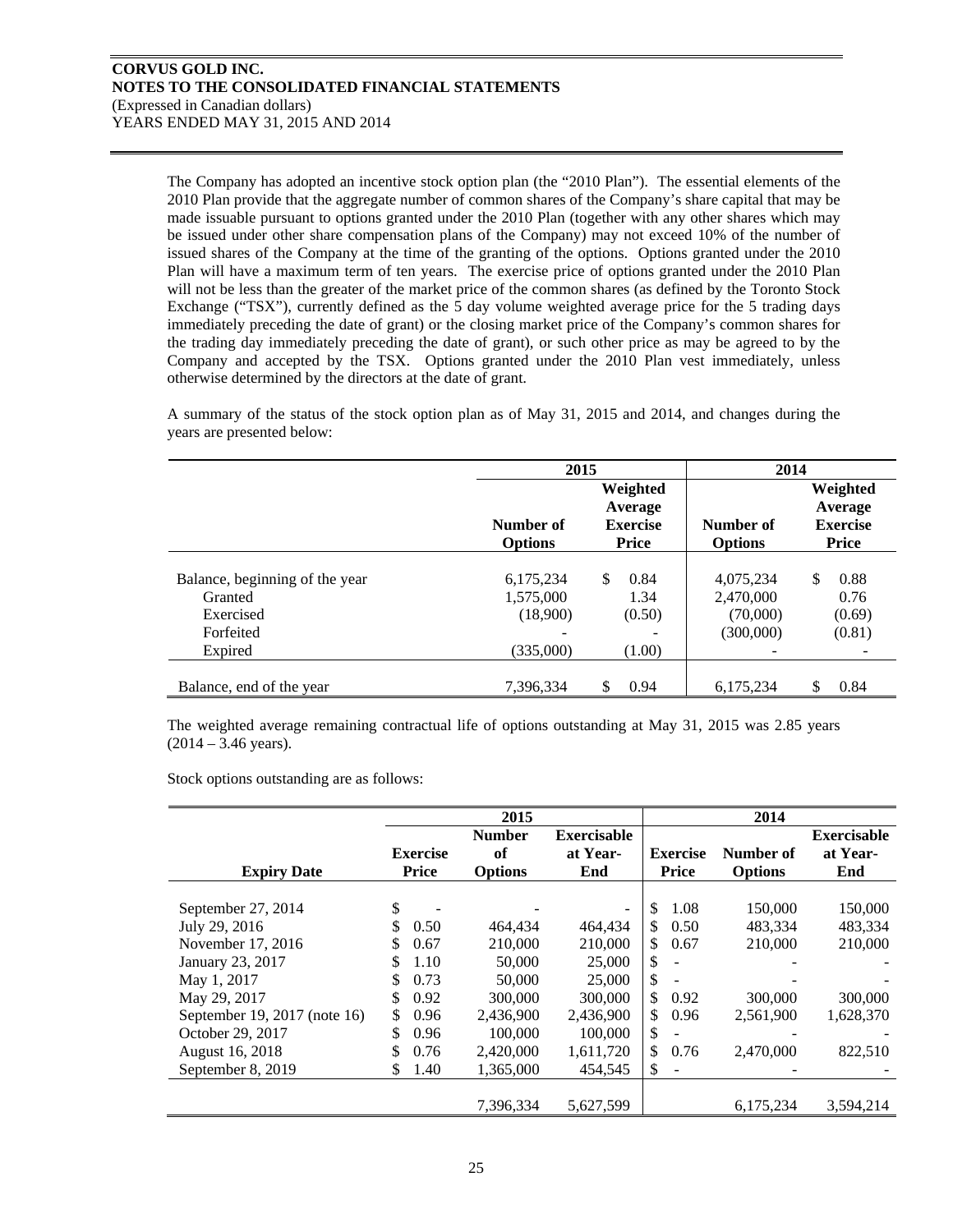The Company has adopted an incentive stock option plan (the "2010 Plan"). The essential elements of the 2010 Plan provide that the aggregate number of common shares of the Company's share capital that may be made issuable pursuant to options granted under the 2010 Plan (together with any other shares which may be issued under other share compensation plans of the Company) may not exceed 10% of the number of issued shares of the Company at the time of the granting of the options. Options granted under the 2010 Plan will have a maximum term of ten years. The exercise price of options granted under the 2010 Plan will not be less than the greater of the market price of the common shares (as defined by the Toronto Stock Exchange ("TSX"), currently defined as the 5 day volume weighted average price for the 5 trading days immediately preceding the date of grant) or the closing market price of the Company's common shares for the trading day immediately preceding the date of grant), or such other price as may be agreed to by the Company and accepted by the TSX. Options granted under the 2010 Plan vest immediately, unless otherwise determined by the directors at the date of grant.

A summary of the status of the stock option plan as of May 31, 2015 and 2014, and changes during the years are presented below:

| | 2015 | | 2014 | |
|---|---|---|---|---|
| | **Number of Options** | **Weighted Average Exercise Price** | **Number of Options** | **Weighted Average Exercise Price** |
| Balance, beginning of the year | 6,175,234 | $ 0.84 | 4,075,234 | $ 0.88 |
| Granted | 1,575,000 | 1.34 | 2,470,000 | 0.76 |
| Exercised | (18,900) | (0.50) | (70,000) | (0.69) |
| Forfeited | - | - | (300,000) | (0.81) |
| Expired | (335,000) | (1.00) | - | - |
| Balance, end of the year | 7,396,334 | $ 0.94 | 6,175,234 | $ 0.84 |

The weighted average remaining contractual life of options outstanding at May 31, 2015 was 2.85 years (2014 – 3.46 years).

Stock options outstanding are as follows:

| | 2015 | | | 2014 | | |
|---|---|---|---|---|---|---|
| **Expiry Date** | **Exercise Price** | **Number of Options** | **Exercisable at Year-End** | **Exercise Price** | **Number of Options** | **Exercisable at Year-End** |
| September 27, 2014 | $ - | - | - | $ 1.08 | 150,000 | 150,000 |
| July 29, 2016 | $ 0.50 | 464,434 | 464,434 | $ 0.50 | 483,334 | 483,334 |
| November 17, 2016 | $ 0.67 | 210,000 | 210,000 | $ 0.67 | 210,000 | 210,000 |
| January 23, 2017 | $ 1.10 | 50,000 | 25,000 | $ - | - | - |
| May 1, 2017 | $ 0.73 | 50,000 | 25,000 | $ - | - | - |
| May 29, 2017 | $ 0.92 | 300,000 | 300,000 | $ 0.92 | 300,000 | 300,000 |
| September 19, 2017 (note 16) | $ 0.96 | 2,436,900 | 2,436,900 | $ 0.96 | 2,561,900 | 1,628,370 |
| October 29, 2017 | $ 0.96 | 100,000 | 100,000 | $ - | - | - |
| August 16, 2018 | $ 0.76 | 2,420,000 | 1,611,720 | $ 0.76 | 2,470,000 | 822,510 |
| September 8, 2019 | $ 1.40 | 1,365,000 | 454,545 | $ - | - | - |
| | | 7,396,334 | 5,627,599 | | 6,175,234 | 3,594,214 |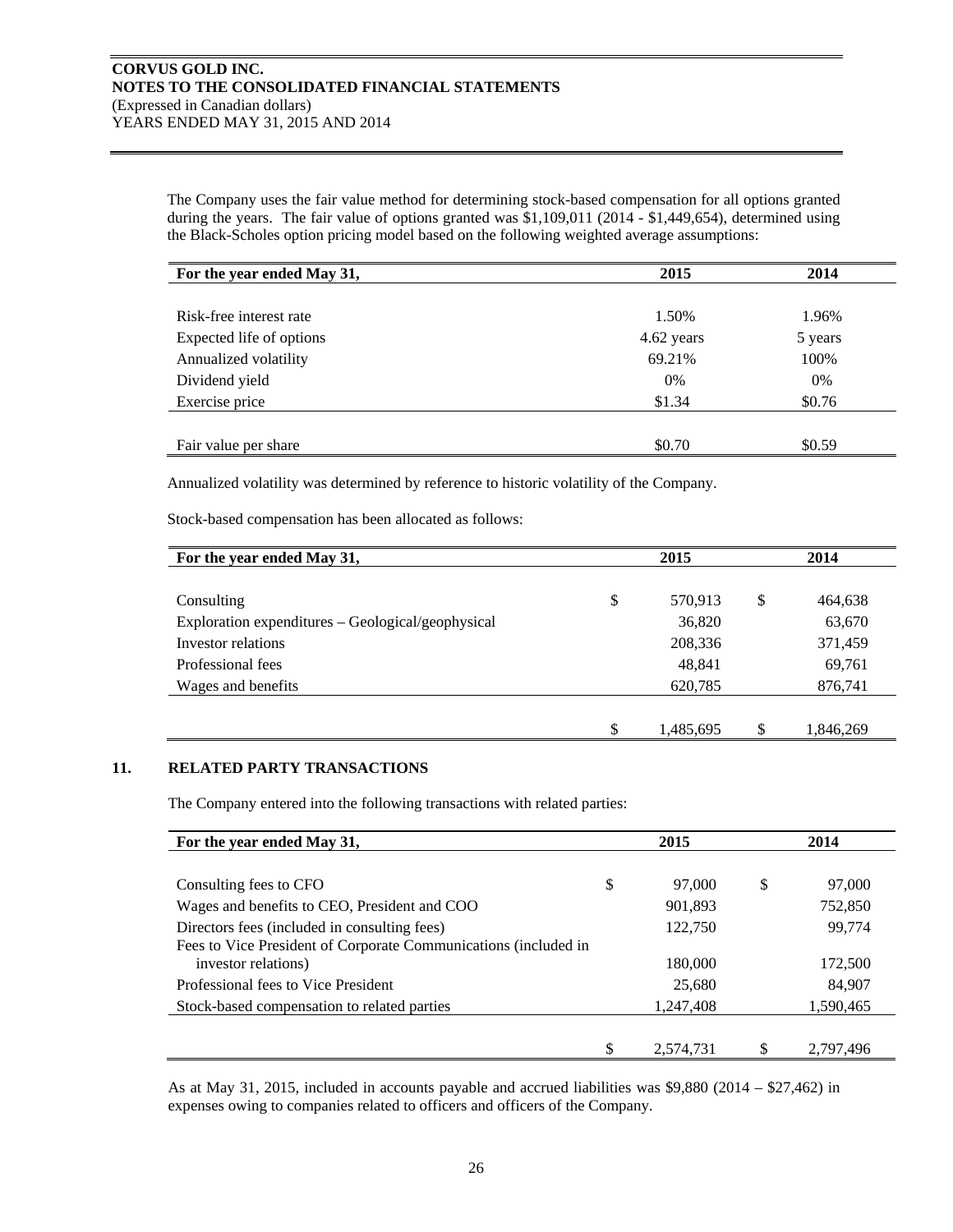The Company uses the fair value method for determining stock-based compensation for all options granted during the years. The fair value of options granted was $1,109,011 (2014 - $1,449,654), determined using the Black-Scholes option pricing model based on the following weighted average assumptions:

| For the year ended May 31, | 2015 | 2014 |
|---|---|---|
| Risk-free interest rate | 1.50% | 1.96% |
| Expected life of options | 4.62 years | 5 years |
| Annualized volatility | 69.21% | 100% |
| Dividend yield | 0% | 0% |
| Exercise price | $1.34 | $0.76 |
| Fair value per share | $0.70 | $0.59 |

Annualized volatility was determined by reference to historic volatility of the Company.

Stock-based compensation has been allocated as follows:

| For the year ended May 31, | 2015 | 2014 |
|---|---|---|
| Consulting | $ 570,913 | $ 464,638 |
| Exploration expenditures – Geological/geophysical | 36,820 | 63,670 |
| Investor relations | 208,336 | 371,459 |
| Professional fees | 48,841 | 69,761 |
| Wages and benefits | 620,785 | 876,741 |
| | $ 1,485,695 | $ 1,846,269 |

## 11. RELATED PARTY TRANSACTIONS

The Company entered into the following transactions with related parties:

| For the year ended May 31, | 2015 | 2014 |
|---|---|---|
| Consulting fees to CFO | $ 97,000 | $ 97,000 |
| Wages and benefits to CEO, President and COO | 901,893 | 752,850 |
| Directors fees (included in consulting fees) | 122,750 | 99,774 |
| Fees to Vice President of Corporate Communications (included in investor relations) | 180,000 | 172,500 |
| Professional fees to Vice President | 25,680 | 84,907 |
| Stock-based compensation to related parties | 1,247,408 | 1,590,465 |
| | $ 2,574,731 | $ 2,797,496 |

As at May 31, 2015, included in accounts payable and accrued liabilities was $9,880 (2014 – $27,462) in expenses owing to companies related to officers and officers of the Company.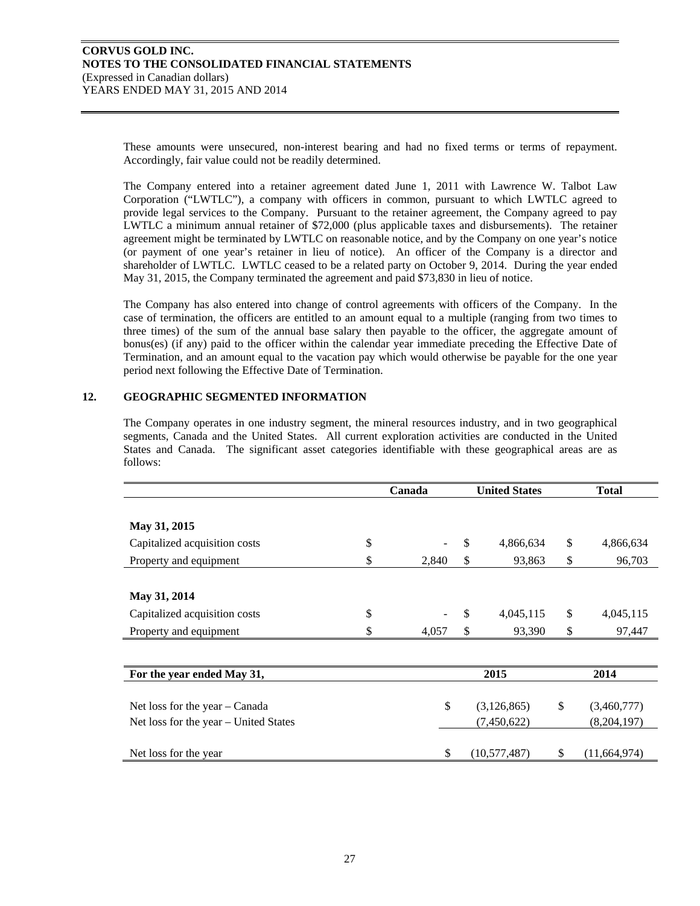These amounts were unsecured, non-interest bearing and had no fixed terms or terms of repayment. Accordingly, fair value could not be readily determined.

The Company entered into a retainer agreement dated June 1, 2011 with Lawrence W. Talbot Law Corporation ("LWTLC"), a company with officers in common, pursuant to which LWTLC agreed to provide legal services to the Company. Pursuant to the retainer agreement, the Company agreed to pay LWTLC a minimum annual retainer of $72,000 (plus applicable taxes and disbursements). The retainer agreement might be terminated by LWTLC on reasonable notice, and by the Company on one year's notice (or payment of one year's retainer in lieu of notice). An officer of the Company is a director and shareholder of LWTLC. LWTLC ceased to be a related party on October 9, 2014. During the year ended May 31, 2015, the Company terminated the agreement and paid $73,830 in lieu of notice.

The Company has also entered into change of control agreements with officers of the Company. In the case of termination, the officers are entitled to an amount equal to a multiple (ranging from two times to three times) of the sum of the annual base salary then payable to the officer, the aggregate amount of bonus(es) (if any) paid to the officer within the calendar year immediate preceding the Effective Date of Termination, and an amount equal to the vacation pay which would otherwise be payable for the one year period next following the Effective Date of Termination.

## 12. GEOGRAPHIC SEGMENTED INFORMATION

The Company operates in one industry segment, the mineral resources industry, and in two geographical segments, Canada and the United States. All current exploration activities are conducted in the United States and Canada. The significant asset categories identifiable with these geographical areas are as follows:

| | Canada | United States | Total |
|---|---|---|---|
| **May 31, 2015** | | | |
| Capitalized acquisition costs | $ - | $ 4,866,634 | $ 4,866,634 |
| Property and equipment | $ 2,840 | $ 93,863 | $ 96,703 |
| **May 31, 2014** | | | |
| Capitalized acquisition costs | $ - | $ 4,045,115 | $ 4,045,115 |
| Property and equipment | $ 4,057 | $ 93,390 | $ 97,447 |

| For the year ended May 31, | 2015 | 2014 |
|---|---|---|
| Net loss for the year – Canada | $ (3,126,865) | $ (3,460,777) |
| Net loss for the year – United States | (7,450,622) | (8,204,197) |
| Net loss for the year | $ (10,577,487) | $ (11,664,974) |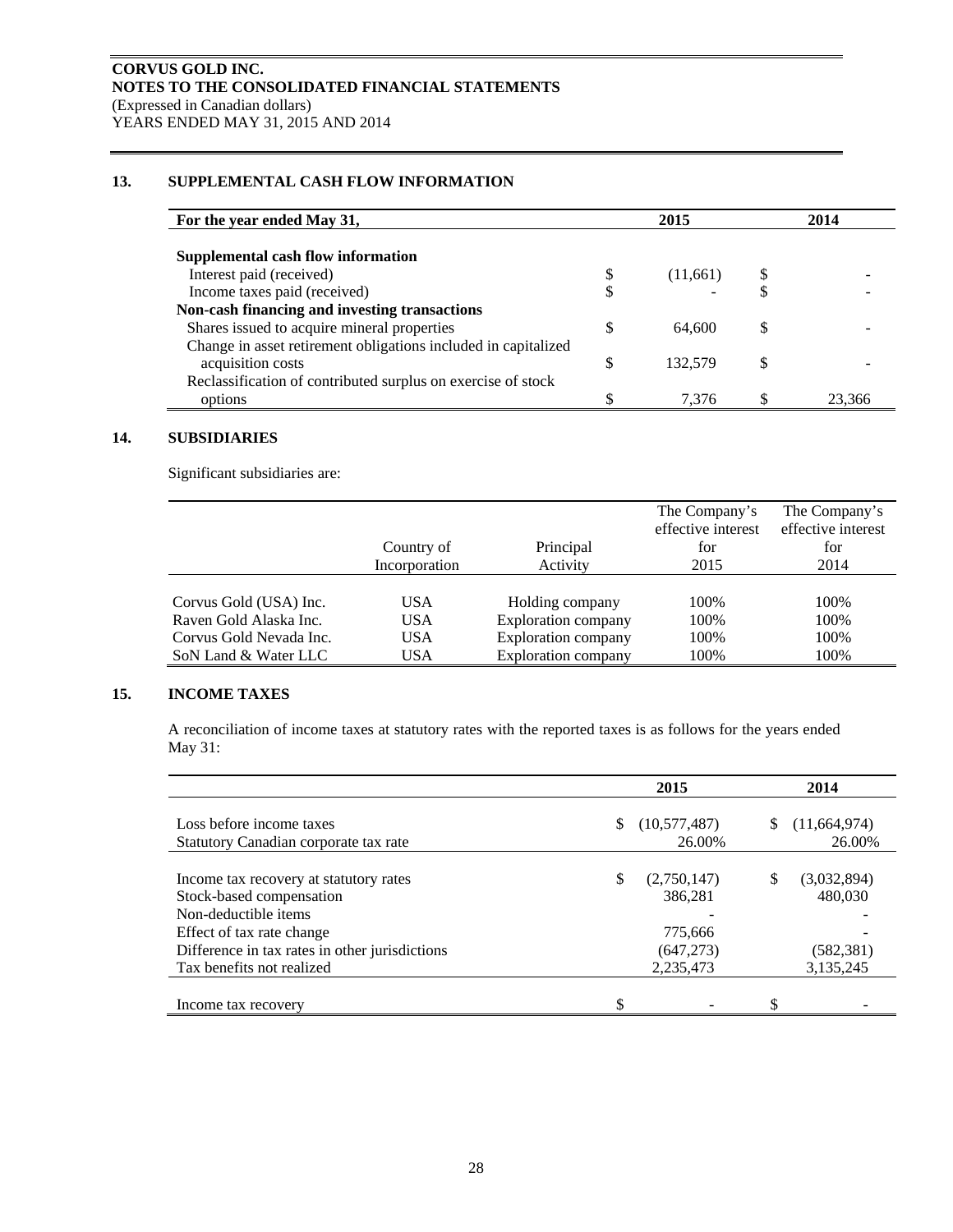**CORVUS GOLD INC.**
**NOTES TO THE CONSOLIDATED FINANCIAL STATEMENTS**
(Expressed in Canadian dollars)
YEARS ENDED MAY 31, 2015 AND 2014

## 13. SUPPLEMENTAL CASH FLOW INFORMATION

| For the year ended May 31, | 2015 | 2014 |
|---|---|---|
| **Supplemental cash flow information** | | |
| Interest paid (received) | $ (11,661) | $ - |
| Income taxes paid (received) | $ - | $ - |
| **Non-cash financing and investing transactions** | | |
| Shares issued to acquire mineral properties | $ 64,600 | $ - |
| Change in asset retirement obligations included in capitalized acquisition costs | $ 132,579 | $ - |
| Reclassification of contributed surplus on exercise of stock options | $ 7,376 | $ 23,366 |

## 14. SUBSIDIARIES

Significant subsidiaries are:

| | Country of Incorporation | Principal Activity | The Company's effective interest for 2015 | The Company's effective interest for 2014 |
|---|---|---|---|---|
| Corvus Gold (USA) Inc. | USA | Holding company | 100% | 100% |
| Raven Gold Alaska Inc. | USA | Exploration company | 100% | 100% |
| Corvus Gold Nevada Inc. | USA | Exploration company | 100% | 100% |
| SoN Land & Water LLC | USA | Exploration company | 100% | 100% |

## 15. INCOME TAXES

A reconciliation of income taxes at statutory rates with the reported taxes is as follows for the years ended May 31:

| | 2015 | 2014 |
|---|---|---|
| Loss before income taxes | $ (10,577,487) | $ (11,664,974) |
| Statutory Canadian corporate tax rate | 26.00% | 26.00% |
| Income tax recovery at statutory rates | $ (2,750,147) | $ (3,032,894) |
| Stock-based compensation | 386,281 | 480,030 |
| Non-deductible items | - | - |
| Effect of tax rate change | 775,666 | - |
| Difference in tax rates in other jurisdictions | (647,273) | (582,381) |
| Tax benefits not realized | 2,235,473 | 3,135,245 |
| Income tax recovery | $ - | $ - |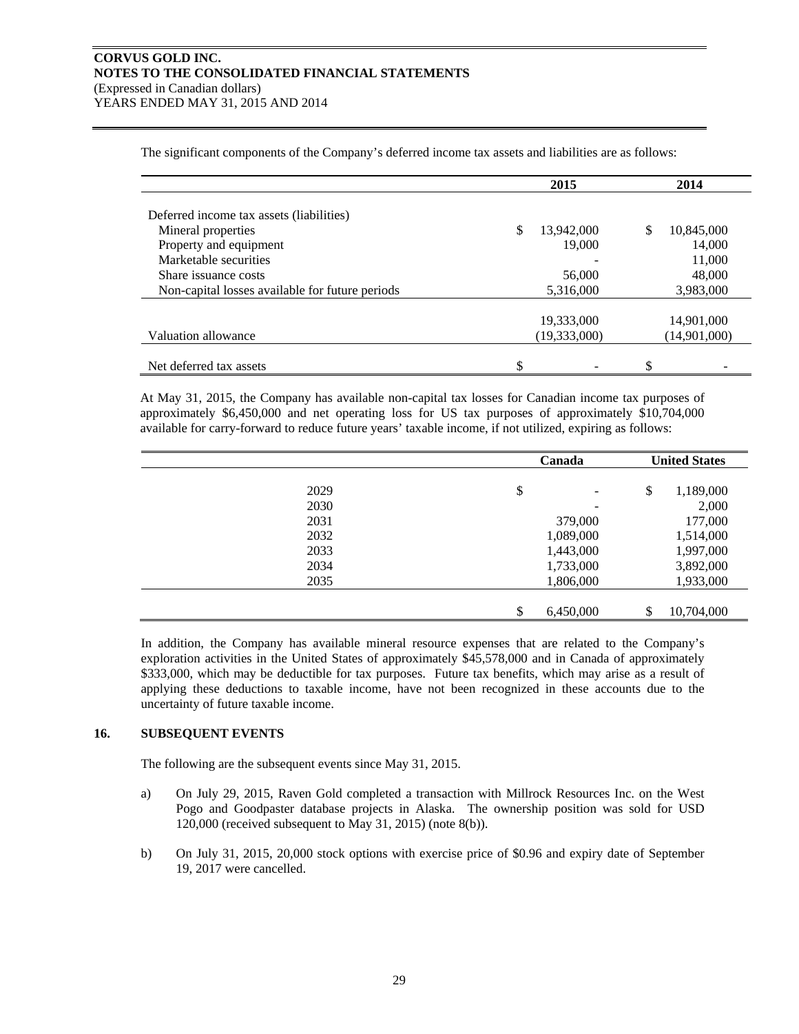The significant components of the Company's deferred income tax assets and liabilities are as follows:

| | 2015 | 2014 |
|---|---|---|
| Deferred income tax assets (liabilities) | | |
| Mineral properties | $ 13,942,000 | $ 10,845,000 |
| Property and equipment | 19,000 | 14,000 |
| Marketable securities | - | 11,000 |
| Share issuance costs | 56,000 | 48,000 |
| Non-capital losses available for future periods | 5,316,000 | 3,983,000 |
| | 19,333,000 | 14,901,000 |
| Valuation allowance | (19,333,000) | (14,901,000) |
| Net deferred tax assets | $ - | $ - |

At May 31, 2015, the Company has available non-capital tax losses for Canadian income tax purposes of approximately $6,450,000 and net operating loss for US tax purposes of approximately $10,704,000 available for carry-forward to reduce future years' taxable income, if not utilized, expiring as follows:

| | Canada | United States |
|---|---|---|
| 2029 | $ - | $ 1,189,000 |
| 2030 | - | 2,000 |
| 2031 | 379,000 | 177,000 |
| 2032 | 1,089,000 | 1,514,000 |
| 2033 | 1,443,000 | 1,997,000 |
| 2034 | 1,733,000 | 3,892,000 |
| 2035 | 1,806,000 | 1,933,000 |
| | $ 6,450,000 | $ 10,704,000 |

In addition, the Company has available mineral resource expenses that are related to the Company's exploration activities in the United States of approximately $45,578,000 and in Canada of approximately $333,000, which may be deductible for tax purposes. Future tax benefits, which may arise as a result of applying these deductions to taxable income, have not been recognized in these accounts due to the uncertainty of future taxable income.

## 16. SUBSEQUENT EVENTS

The following are the subsequent events since May 31, 2015.

a) On July 29, 2015, Raven Gold completed a transaction with Millrock Resources Inc. on the West Pogo and Goodpaster database projects in Alaska. The ownership position was sold for USD 120,000 (received subsequent to May 31, 2015) (note 8(b)).

b) On July 31, 2015, 20,000 stock options with exercise price of $0.96 and expiry date of September 19, 2017 were cancelled.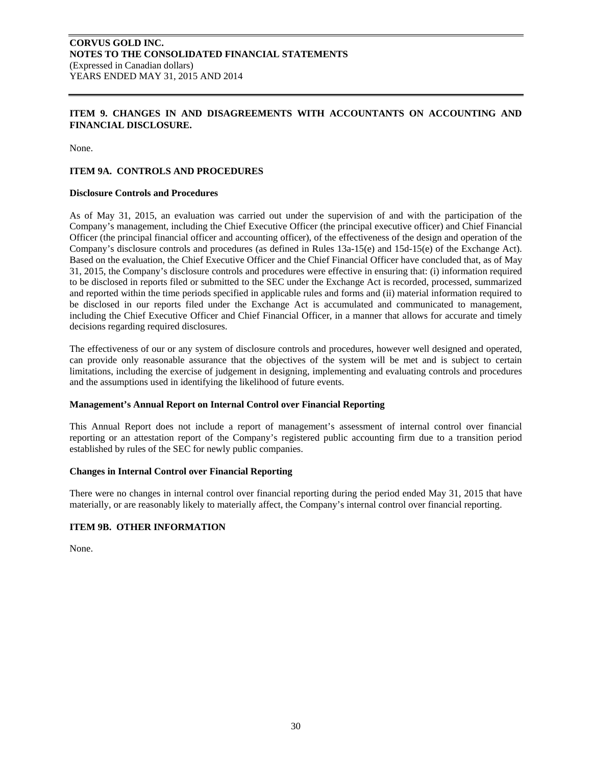## ITEM 9. CHANGES IN AND DISAGREEMENTS WITH ACCOUNTANTS ON ACCOUNTING AND FINANCIAL DISCLOSURE.

None.

## ITEM 9A. CONTROLS AND PROCEDURES

### Disclosure Controls and Procedures

As of May 31, 2015, an evaluation was carried out under the supervision of and with the participation of the Company's management, including the Chief Executive Officer (the principal executive officer) and Chief Financial Officer (the principal financial officer and accounting officer), of the effectiveness of the design and operation of the Company's disclosure controls and procedures (as defined in Rules 13a-15(e) and 15d-15(e) of the Exchange Act). Based on the evaluation, the Chief Executive Officer and the Chief Financial Officer have concluded that, as of May 31, 2015, the Company's disclosure controls and procedures were effective in ensuring that: (i) information required to be disclosed in reports filed or submitted to the SEC under the Exchange Act is recorded, processed, summarized and reported within the time periods specified in applicable rules and forms and (ii) material information required to be disclosed in our reports filed under the Exchange Act is accumulated and communicated to management, including the Chief Executive Officer and Chief Financial Officer, in a manner that allows for accurate and timely decisions regarding required disclosures.

The effectiveness of our or any system of disclosure controls and procedures, however well designed and operated, can provide only reasonable assurance that the objectives of the system will be met and is subject to certain limitations, including the exercise of judgement in designing, implementing and evaluating controls and procedures and the assumptions used in identifying the likelihood of future events.

### Management's Annual Report on Internal Control over Financial Reporting

This Annual Report does not include a report of management's assessment of internal control over financial reporting or an attestation report of the Company's registered public accounting firm due to a transition period established by rules of the SEC for newly public companies.

### Changes in Internal Control over Financial Reporting

There were no changes in internal control over financial reporting during the period ended May 31, 2015 that have materially, or are reasonably likely to materially affect, the Company's internal control over financial reporting.

## ITEM 9B. OTHER INFORMATION

None.